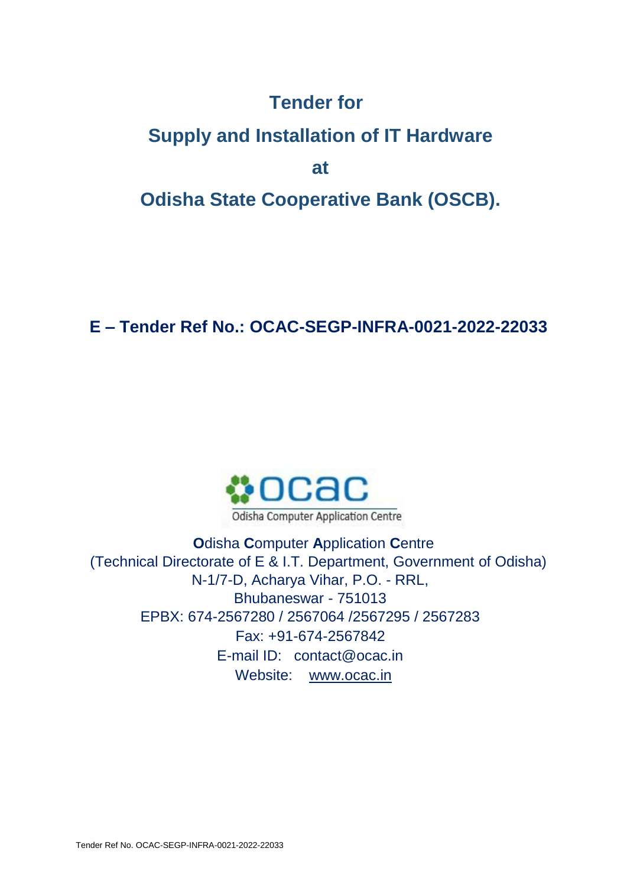# Tender for

# Supply and Installation of IT Hardware

# at

# Odisha State Cooperative Bank (OSCB).

## E – Tender Ref No.: OCAC-SEGP-INFRA-0021-2022-22033

Odisha Computer Application Centre

**O**disha **C**omputer **A**pplication **C**entre
(Technical Directorate of E & I.T. Department, Government of Odisha)
N-1/7-D, Acharya Vihar, P.O. - RRL,
Bhubaneswar - 751013
EPBX: 674-2567280 / 2567064 /2567295 / 2567283
Fax: +91-674-2567842
E-mail ID: contact@ocac.in
Website: www.ocac.in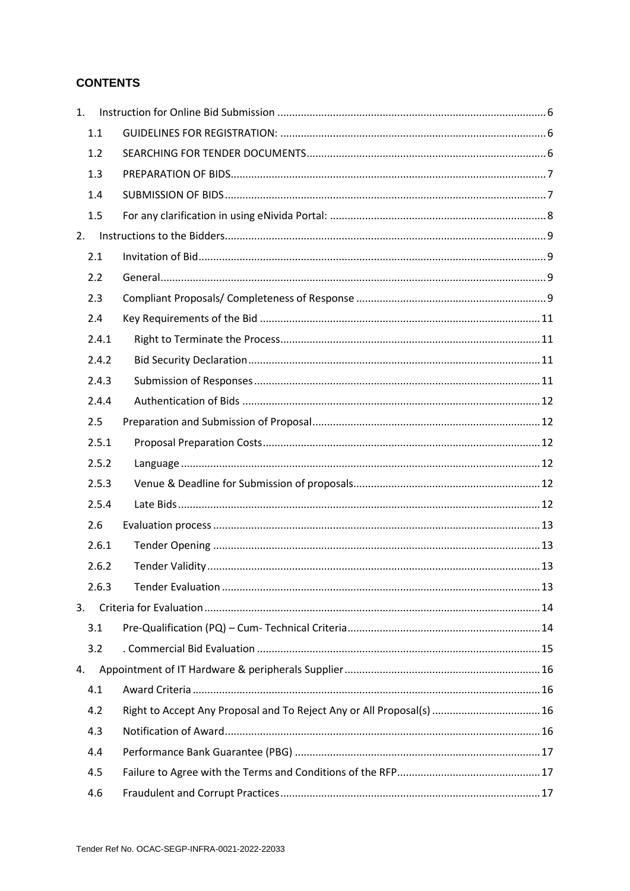## CONTENTS

| | | |
|---|---|---|
| 1. | Instruction for Online Bid Submission | 6 |
| 1.1 | GUIDELINES FOR REGISTRATION: | 6 |
| 1.2 | SEARCHING FOR TENDER DOCUMENTS | 6 |
| 1.3 | PREPARATION OF BIDS | 7 |
| 1.4 | SUBMISSION OF BIDS | 7 |
| 1.5 | For any clarification in using eNivida Portal: | 8 |
| 2. | Instructions to the Bidders | 9 |
| 2.1 | Invitation of Bid | 9 |
| 2.2 | General | 9 |
| 2.3 | Compliant Proposals/ Completeness of Response | 9 |
| 2.4 | Key Requirements of the Bid | 11 |
| 2.4.1 | Right to Terminate the Process | 11 |
| 2.4.2 | Bid Security Declaration | 11 |
| 2.4.3 | Submission of Responses | 11 |
| 2.4.4 | Authentication of Bids | 12 |
| 2.5 | Preparation and Submission of Proposal | 12 |
| 2.5.1 | Proposal Preparation Costs | 12 |
| 2.5.2 | Language | 12 |
| 2.5.3 | Venue & Deadline for Submission of proposals | 12 |
| 2.5.4 | Late Bids | 12 |
| 2.6 | Evaluation process | 13 |
| 2.6.1 | Tender Opening | 13 |
| 2.6.2 | Tender Validity | 13 |
| 2.6.3 | Tender Evaluation | 13 |
| 3. | Criteria for Evaluation | 14 |
| 3.1 | Pre-Qualification (PQ) – Cum- Technical Criteria | 14 |
| 3.2 | . Commercial Bid Evaluation | 15 |
| 4. | Appointment of IT Hardware & peripherals Supplier | 16 |
| 4.1 | Award Criteria | 16 |
| 4.2 | Right to Accept Any Proposal and To Reject Any or All Proposal(s) | 16 |
| 4.3 | Notification of Award | 16 |
| 4.4 | Performance Bank Guarantee (PBG) | 17 |
| 4.5 | Failure to Agree with the Terms and Conditions of the RFP | 17 |
| 4.6 | Fraudulent and Corrupt Practices | 17 |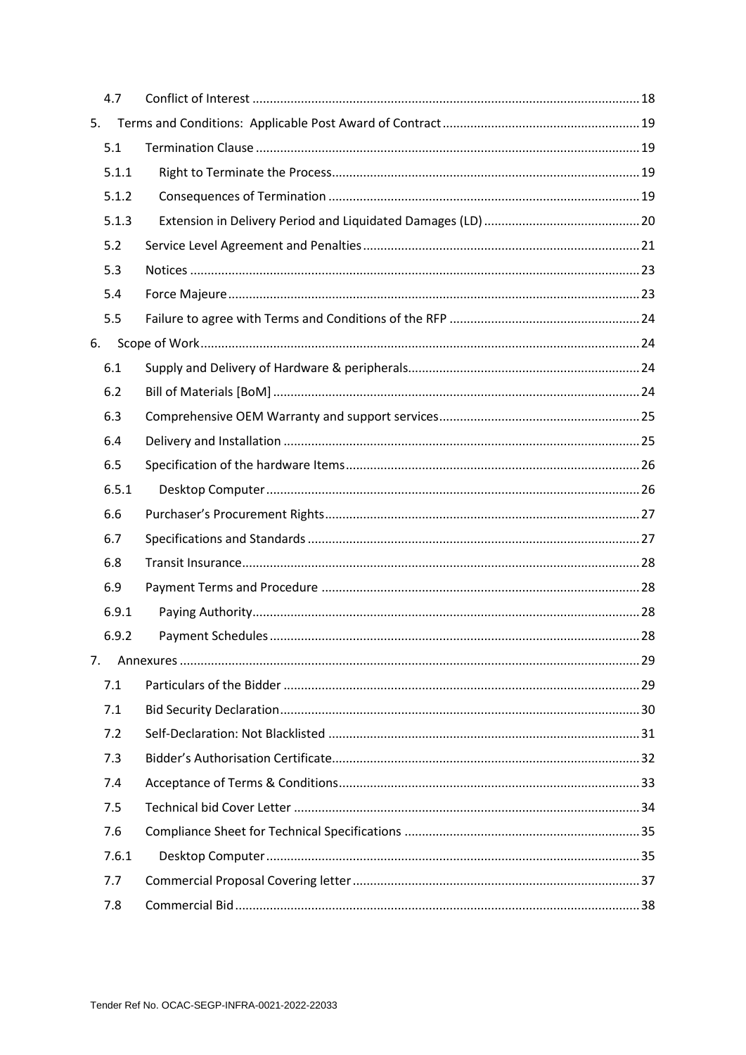| | | |
|---|---|---|
| 4.7 | Conflict of Interest | 18 |
| 5. | Terms and Conditions: Applicable Post Award of Contract | 19 |
| 5.1 | Termination Clause | 19 |
| 5.1.1 | Right to Terminate the Process | 19 |
| 5.1.2 | Consequences of Termination | 19 |
| 5.1.3 | Extension in Delivery Period and Liquidated Damages (LD) | 20 |
| 5.2 | Service Level Agreement and Penalties | 21 |
| 5.3 | Notices | 23 |
| 5.4 | Force Majeure | 23 |
| 5.5 | Failure to agree with Terms and Conditions of the RFP | 24 |
| 6. | Scope of Work | 24 |
| 6.1 | Supply and Delivery of Hardware & peripherals | 24 |
| 6.2 | Bill of Materials [BoM] | 24 |
| 6.3 | Comprehensive OEM Warranty and support services | 25 |
| 6.4 | Delivery and Installation | 25 |
| 6.5 | Specification of the hardware Items | 26 |
| 6.5.1 | Desktop Computer | 26 |
| 6.6 | Purchaser's Procurement Rights | 27 |
| 6.7 | Specifications and Standards | 27 |
| 6.8 | Transit Insurance | 28 |
| 6.9 | Payment Terms and Procedure | 28 |
| 6.9.1 | Paying Authority | 28 |
| 6.9.2 | Payment Schedules | 28 |
| 7. | Annexures | 29 |
| 7.1 | Particulars of the Bidder | 29 |
| 7.1 | Bid Security Declaration | 30 |
| 7.2 | Self-Declaration: Not Blacklisted | 31 |
| 7.3 | Bidder's Authorisation Certificate | 32 |
| 7.4 | Acceptance of Terms & Conditions | 33 |
| 7.5 | Technical bid Cover Letter | 34 |
| 7.6 | Compliance Sheet for Technical Specifications | 35 |
| 7.6.1 | Desktop Computer | 35 |
| 7.7 | Commercial Proposal Covering letter | 37 |
| 7.8 | Commercial Bid | 38 |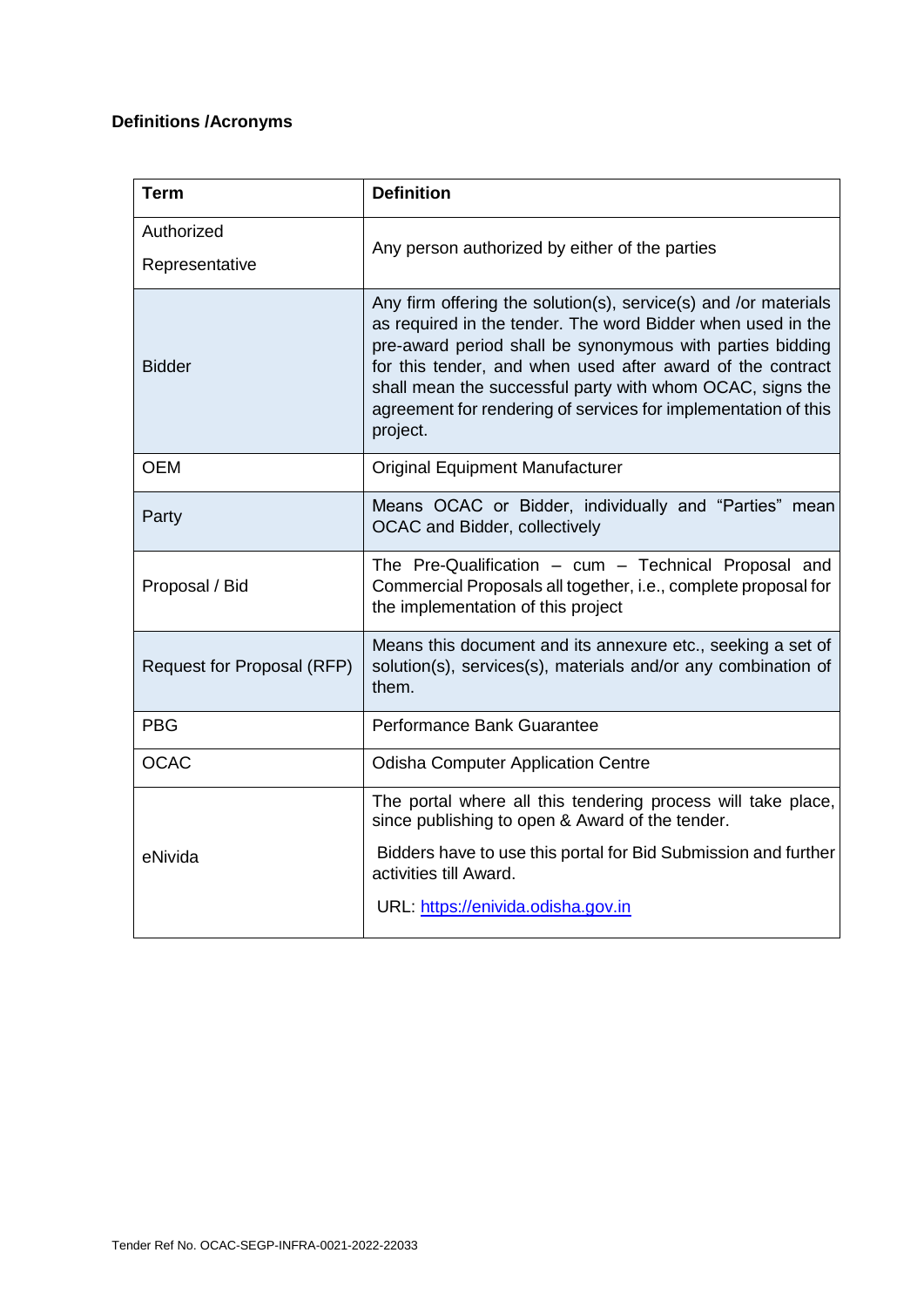**Definitions /Acronyms**

| Term | Definition |
|---|---|
| Authorized Representative | Any person authorized by either of the parties |
| Bidder | Any firm offering the solution(s), service(s) and /or materials as required in the tender. The word Bidder when used in the pre-award period shall be synonymous with parties bidding for this tender, and when used after award of the contract shall mean the successful party with whom OCAC, signs the agreement for rendering of services for implementation of this project. |
| OEM | Original Equipment Manufacturer |
| Party | Means OCAC or Bidder, individually and “Parties” mean OCAC and Bidder, collectively |
| Proposal / Bid | The Pre-Qualification – cum – Technical Proposal and Commercial Proposals all together, i.e., complete proposal for the implementation of this project |
| Request for Proposal (RFP) | Means this document and its annexure etc., seeking a set of solution(s), services(s), materials and/or any combination of them. |
| PBG | Performance Bank Guarantee |
| OCAC | Odisha Computer Application Centre |
| eNivida | The portal where all this tendering process will take place, since publishing to open & Award of the tender. Bidders have to use this portal for Bid Submission and further activities till Award. URL: [https://enivida.odisha.gov.in](https://enivida.odisha.gov.in) |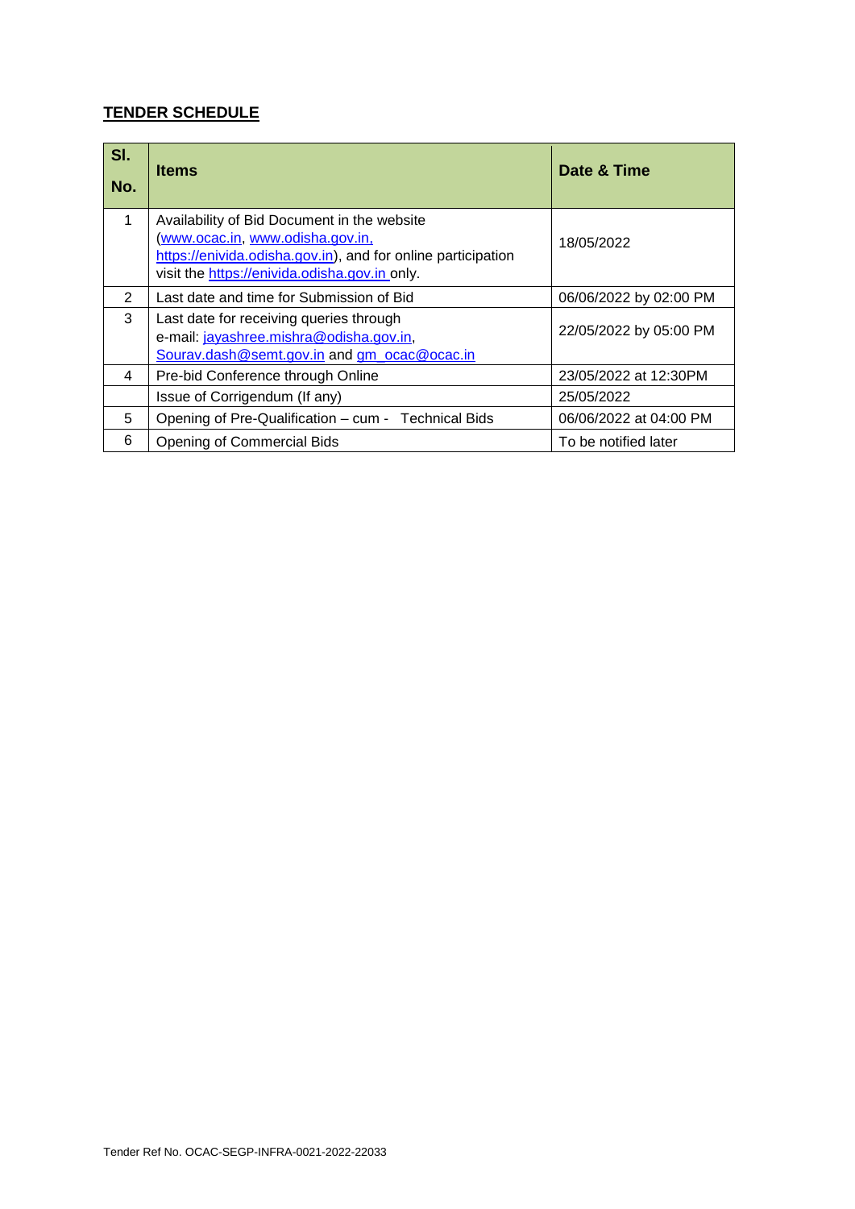## TENDER SCHEDULE

| Sl. No. | Items | Date & Time |
|---|---|---|
| 1 | Availability of Bid Document in the website (www.ocac.in, www.odisha.gov.in, https://enivida.odisha.gov.in), and for online participation visit the https://enivida.odisha.gov.in only. | 18/05/2022 |
| 2 | Last date and time for Submission of Bid | 06/06/2022 by 02:00 PM |
| 3 | Last date for receiving queries through e-mail: jayashree.mishra@odisha.gov.in, Sourav.dash@semt.gov.in and gm_ocac@ocac.in | 22/05/2022 by 05:00 PM |
| 4 | Pre-bid Conference through Online | 23/05/2022 at 12:30PM |
| | Issue of Corrigendum (If any) | 25/05/2022 |
| 5 | Opening of Pre-Qualification – cum - Technical Bids | 06/06/2022 at 04:00 PM |
| 6 | Opening of Commercial Bids | To be notified later |

Tender Ref No. OCAC-SEGP-INFRA-0021-2022-22033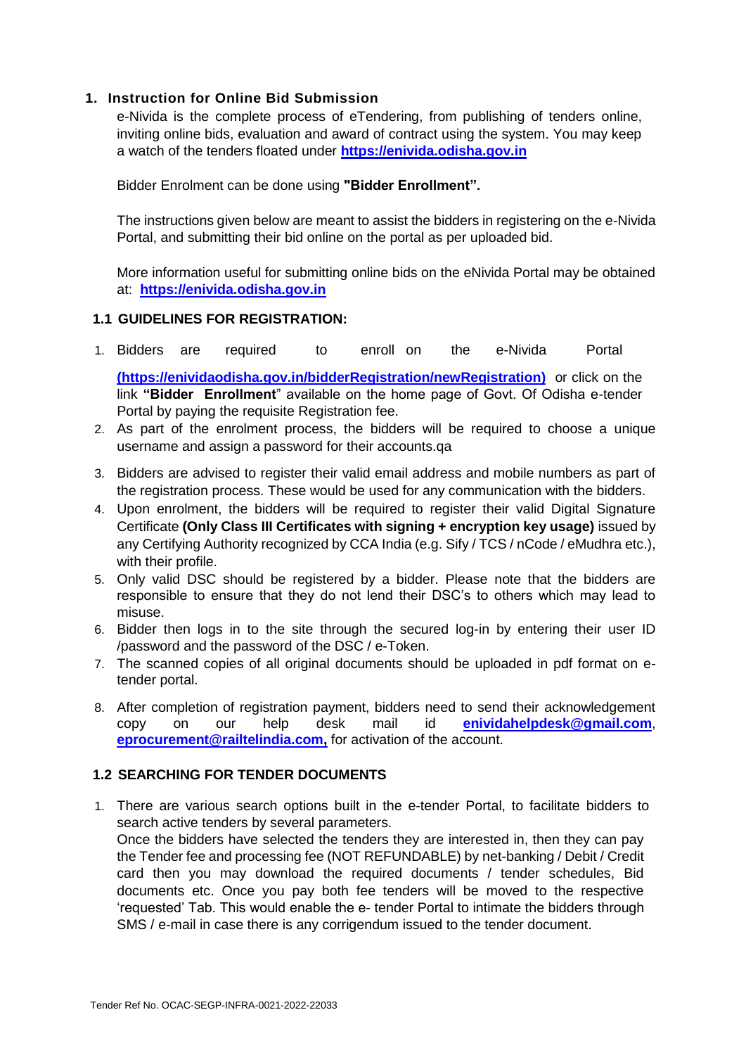## 1. Instruction for Online Bid Submission

e-Nivida is the complete process of eTendering, from publishing of tenders online, inviting online bids, evaluation and award of contract using the system. You may keep a watch of the tenders floated under **https://enivida.odisha.gov.in**

Bidder Enrolment can be done using **"Bidder Enrollment".**

The instructions given below are meant to assist the bidders in registering on the e-Nivida Portal, and submitting their bid online on the portal as per uploaded bid.

More information useful for submitting online bids on the eNivida Portal may be obtained at: **https://enivida.odisha.gov.in**

### 1.1 GUIDELINES FOR REGISTRATION:

1. Bidders are required to enroll on the e-Nivida Portal **(https://enividaodisha.gov.in/bidderRegistration/newRegistration)** or click on the link **"Bidder Enrollment"** available on the home page of Govt. Of Odisha e-tender Portal by paying the requisite Registration fee.
2. As part of the enrolment process, the bidders will be required to choose a unique username and assign a password for their accounts.qa
3. Bidders are advised to register their valid email address and mobile numbers as part of the registration process. These would be used for any communication with the bidders.
4. Upon enrolment, the bidders will be required to register their valid Digital Signature Certificate **(Only Class III Certificates with signing + encryption key usage)** issued by any Certifying Authority recognized by CCA India (e.g. Sify / TCS / nCode / eMudhra etc.), with their profile.
5. Only valid DSC should be registered by a bidder. Please note that the bidders are responsible to ensure that they do not lend their DSC's to others which may lead to misuse.
6. Bidder then logs in to the site through the secured log-in by entering their user ID /password and the password of the DSC / e-Token.
7. The scanned copies of all original documents should be uploaded in pdf format on e-tender portal.
8. After completion of registration payment, bidders need to send their acknowledgement copy on our help desk mail id **enividahelpdesk@gmail.com**, **eprocurement@railtelindia.com,** for activation of the account.

### 1.2 SEARCHING FOR TENDER DOCUMENTS

1. There are various search options built in the e-tender Portal, to facilitate bidders to search active tenders by several parameters.
   Once the bidders have selected the tenders they are interested in, then they can pay the Tender fee and processing fee (NOT REFUNDABLE) by net-banking / Debit / Credit card then you may download the required documents / tender schedules, Bid documents etc. Once you pay both fee tenders will be moved to the respective 'requested' Tab. This would enable the e- tender Portal to intimate the bidders through SMS / e-mail in case there is any corrigendum issued to the tender document.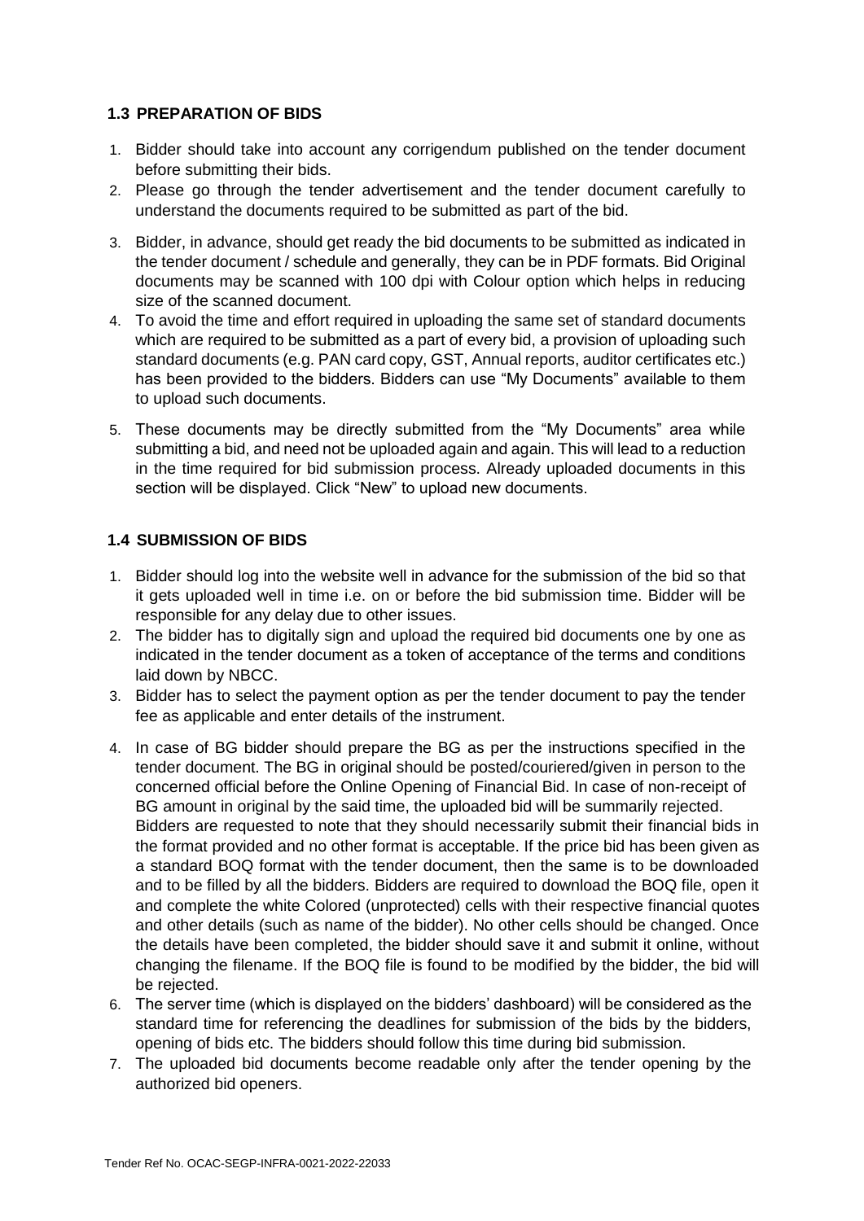### 1.3 PREPARATION OF BIDS

1. Bidder should take into account any corrigendum published on the tender document before submitting their bids.
2. Please go through the tender advertisement and the tender document carefully to understand the documents required to be submitted as part of the bid.
3. Bidder, in advance, should get ready the bid documents to be submitted as indicated in the tender document / schedule and generally, they can be in PDF formats. Bid Original documents may be scanned with 100 dpi with Colour option which helps in reducing size of the scanned document.
4. To avoid the time and effort required in uploading the same set of standard documents which are required to be submitted as a part of every bid, a provision of uploading such standard documents (e.g. PAN card copy, GST, Annual reports, auditor certificates etc.) has been provided to the bidders. Bidders can use "My Documents" available to them to upload such documents.
5. These documents may be directly submitted from the "My Documents" area while submitting a bid, and need not be uploaded again and again. This will lead to a reduction in the time required for bid submission process. Already uploaded documents in this section will be displayed. Click "New" to upload new documents.

### 1.4 SUBMISSION OF BIDS

1. Bidder should log into the website well in advance for the submission of the bid so that it gets uploaded well in time i.e. on or before the bid submission time. Bidder will be responsible for any delay due to other issues.
2. The bidder has to digitally sign and upload the required bid documents one by one as indicated in the tender document as a token of acceptance of the terms and conditions laid down by NBCC.
3. Bidder has to select the payment option as per the tender document to pay the tender fee as applicable and enter details of the instrument.
4. In case of BG bidder should prepare the BG as per the instructions specified in the tender document. The BG in original should be posted/couriered/given in person to the concerned official before the Online Opening of Financial Bid. In case of non-receipt of BG amount in original by the said time, the uploaded bid will be summarily rejected. Bidders are requested to note that they should necessarily submit their financial bids in the format provided and no other format is acceptable. If the price bid has been given as a standard BOQ format with the tender document, then the same is to be downloaded and to be filled by all the bidders. Bidders are required to download the BOQ file, open it and complete the white Colored (unprotected) cells with their respective financial quotes and other details (such as name of the bidder). No other cells should be changed. Once the details have been completed, the bidder should save it and submit it online, without changing the filename. If the BOQ file is found to be modified by the bidder, the bid will be rejected.
6. The server time (which is displayed on the bidders' dashboard) will be considered as the standard time for referencing the deadlines for submission of the bids by the bidders, opening of bids etc. The bidders should follow this time during bid submission.
7. The uploaded bid documents become readable only after the tender opening by the authorized bid openers.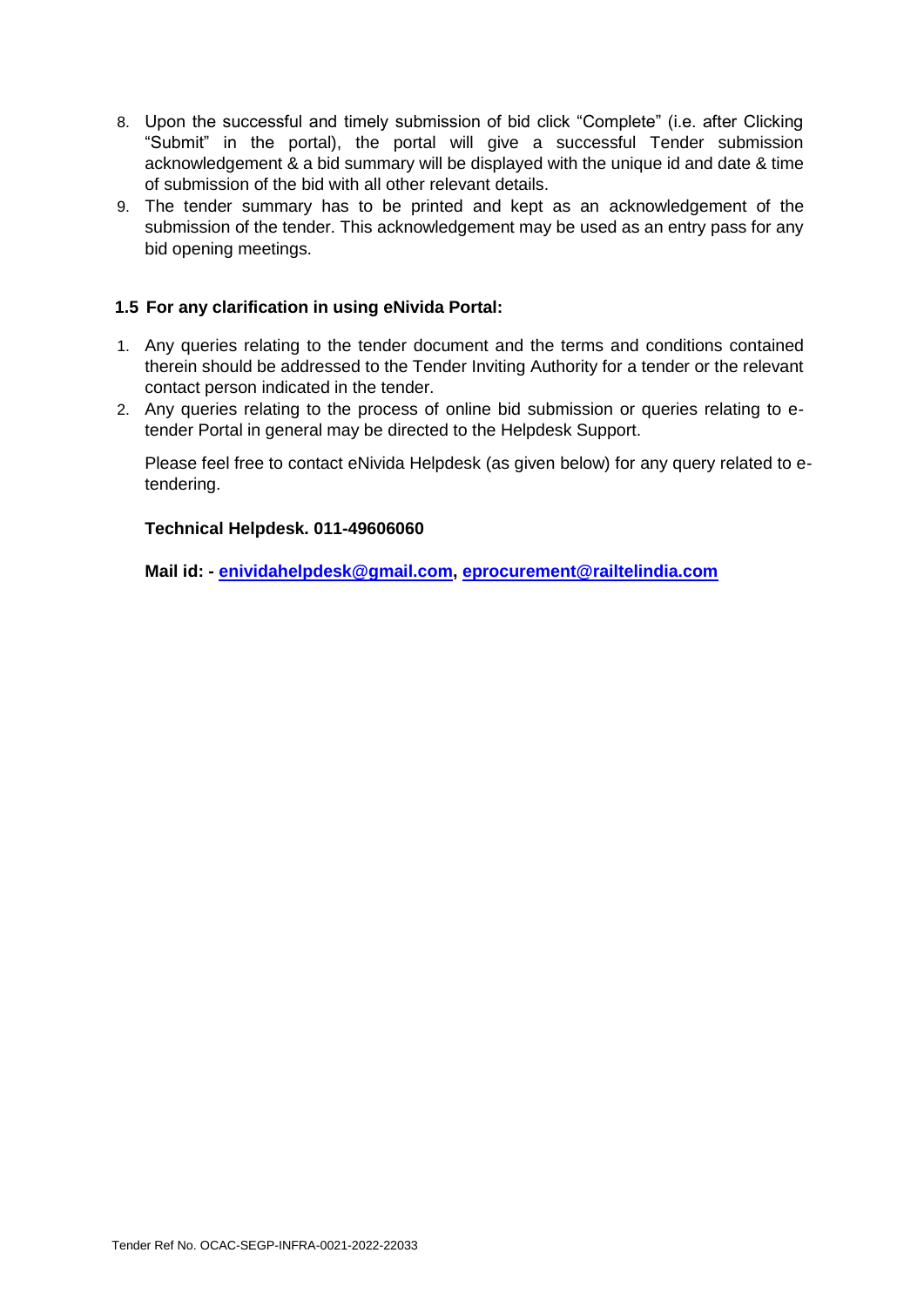8. Upon the successful and timely submission of bid click "Complete" (i.e. after Clicking "Submit" in the portal), the portal will give a successful Tender submission acknowledgement & a bid summary will be displayed with the unique id and date & time of submission of the bid with all other relevant details.
9. The tender summary has to be printed and kept as an acknowledgement of the submission of the tender. This acknowledgement may be used as an entry pass for any bid opening meetings.

### 1.5 For any clarification in using eNivida Portal:

1. Any queries relating to the tender document and the terms and conditions contained therein should be addressed to the Tender Inviting Authority for a tender or the relevant contact person indicated in the tender.
2. Any queries relating to the process of online bid submission or queries relating to e-tender Portal in general may be directed to the Helpdesk Support.

   Please feel free to contact eNivida Helpdesk (as given below) for any query related to e-tendering.

   **Technical Helpdesk. 011-49606060**

   **Mail id: - enividahelpdesk@gmail.com, eprocurement@railtelindia.com**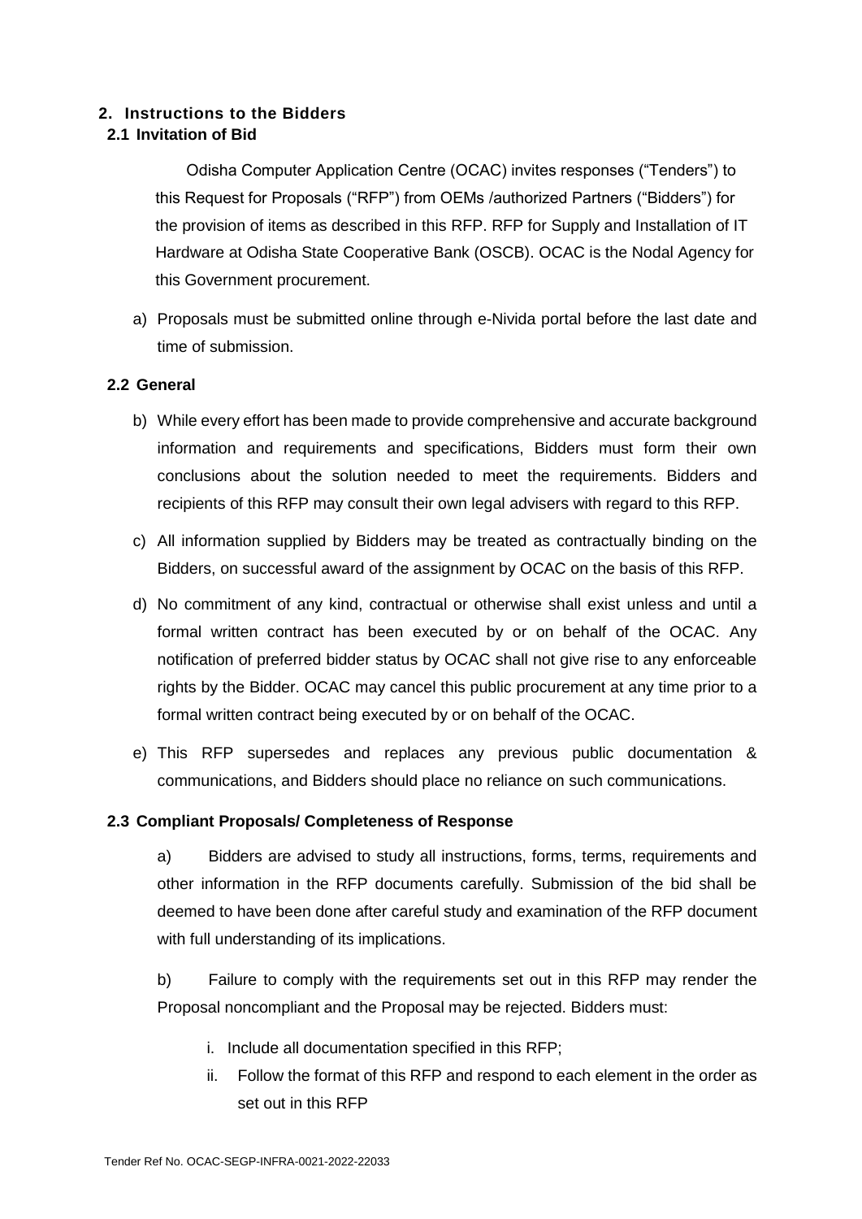## 2. Instructions to the Bidders

### 2.1 Invitation of Bid

Odisha Computer Application Centre (OCAC) invites responses ("Tenders") to this Request for Proposals ("RFP") from OEMs /authorized Partners ("Bidders") for the provision of items as described in this RFP. RFP for Supply and Installation of IT Hardware at Odisha State Cooperative Bank (OSCB). OCAC is the Nodal Agency for this Government procurement.

a) Proposals must be submitted online through e-Nivida portal before the last date and time of submission.

### 2.2 General

b) While every effort has been made to provide comprehensive and accurate background information and requirements and specifications, Bidders must form their own conclusions about the solution needed to meet the requirements. Bidders and recipients of this RFP may consult their own legal advisers with regard to this RFP.

c) All information supplied by Bidders may be treated as contractually binding on the Bidders, on successful award of the assignment by OCAC on the basis of this RFP.

d) No commitment of any kind, contractual or otherwise shall exist unless and until a formal written contract has been executed by or on behalf of the OCAC. Any notification of preferred bidder status by OCAC shall not give rise to any enforceable rights by the Bidder. OCAC may cancel this public procurement at any time prior to a formal written contract being executed by or on behalf of the OCAC.

e) This RFP supersedes and replaces any previous public documentation & communications, and Bidders should place no reliance on such communications.

### 2.3 Compliant Proposals/ Completeness of Response

a) Bidders are advised to study all instructions, forms, terms, requirements and other information in the RFP documents carefully. Submission of the bid shall be deemed to have been done after careful study and examination of the RFP document with full understanding of its implications.

b) Failure to comply with the requirements set out in this RFP may render the Proposal noncompliant and the Proposal may be rejected. Bidders must:

i. Include all documentation specified in this RFP;

ii. Follow the format of this RFP and respond to each element in the order as set out in this RFP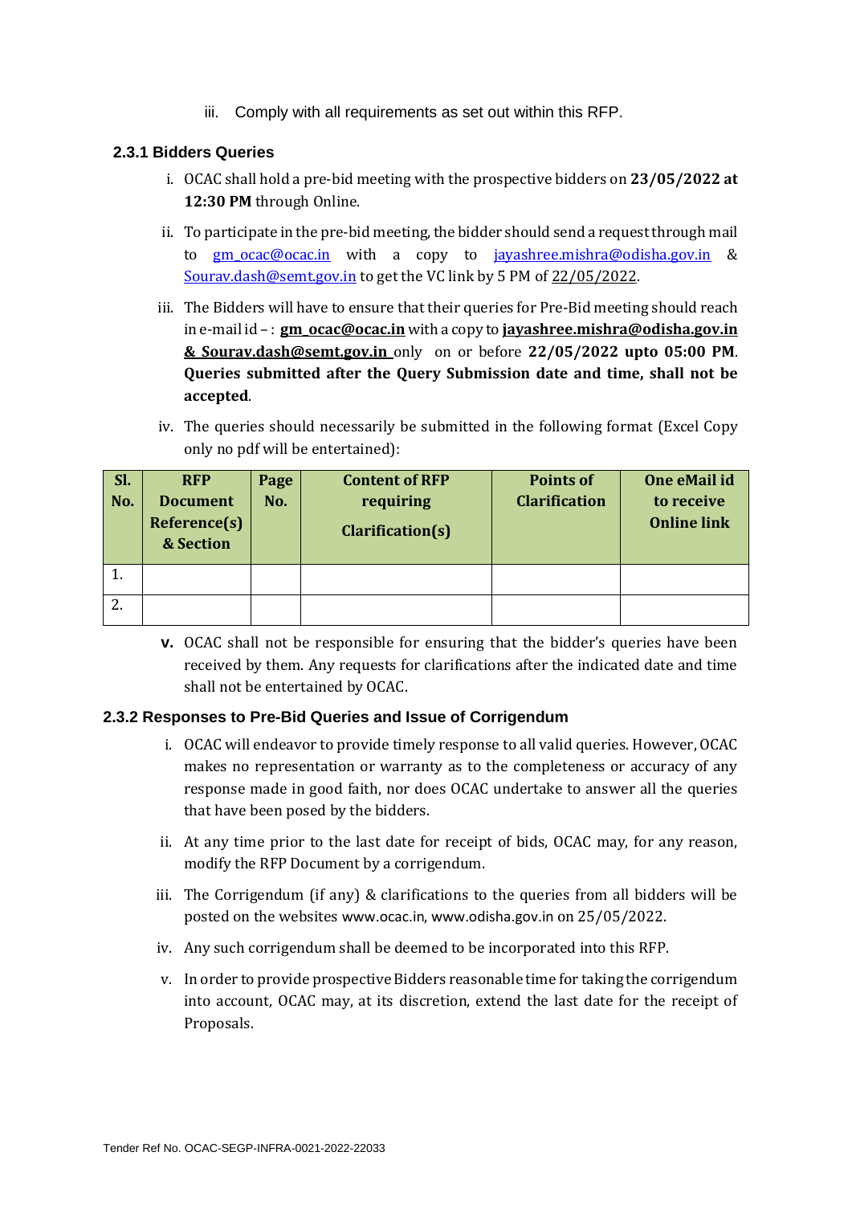iii. Comply with all requirements as set out within this RFP.

### 2.3.1 Bidders Queries

i. OCAC shall hold a pre-bid meeting with the prospective bidders on **23/05/2022 at 12:30 PM** through Online.

ii. To participate in the pre-bid meeting, the bidder should send a request through mail to gm_ocac@ocac.in with a copy to jayashree.mishra@odisha.gov.in & Sourav.dash@semt.gov.in to get the VC link by 5 PM of 22/05/2022.

iii. The Bidders will have to ensure that their queries for Pre-Bid meeting should reach in e-mail id – : **gm_ocac@ocac.in** with a copy to **jayashree.mishra@odisha.gov.in & Sourav.dash@semt.gov.in** only on or before **22/05/2022 upto 05:00 PM**. **Queries submitted after the Query Submission date and time, shall not be accepted**.

iv. The queries should necessarily be submitted in the following format (Excel Copy only no pdf will be entertained):

| Sl. No. | RFP Document Reference(s) & Section | Page No. | Content of RFP requiring Clarification(s) | Points of Clarification | One eMail id to receive Online link |
|---|---|---|---|---|---|
| 1. | | | | | |
| 2. | | | | | |

**v.** OCAC shall not be responsible for ensuring that the bidder's queries have been received by them. Any requests for clarifications after the indicated date and time shall not be entertained by OCAC.

### 2.3.2 Responses to Pre-Bid Queries and Issue of Corrigendum

i. OCAC will endeavor to provide timely response to all valid queries. However, OCAC makes no representation or warranty as to the completeness or accuracy of any response made in good faith, nor does OCAC undertake to answer all the queries that have been posed by the bidders.

ii. At any time prior to the last date for receipt of bids, OCAC may, for any reason, modify the RFP Document by a corrigendum.

iii. The Corrigendum (if any) & clarifications to the queries from all bidders will be posted on the websites www.ocac.in, www.odisha.gov.in on 25/05/2022.

iv. Any such corrigendum shall be deemed to be incorporated into this RFP.

v. In order to provide prospective Bidders reasonable time for taking the corrigendum into account, OCAC may, at its discretion, extend the last date for the receipt of Proposals.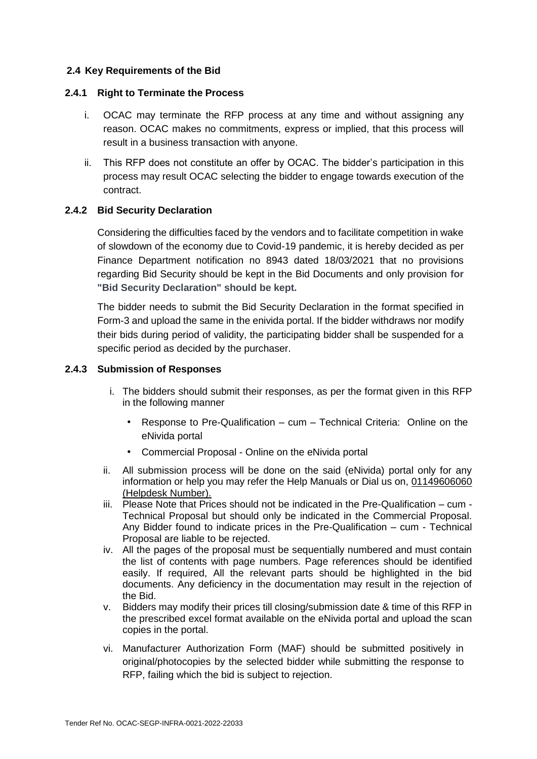## 2.4 Key Requirements of the Bid

### 2.4.1 Right to Terminate the Process

i. OCAC may terminate the RFP process at any time and without assigning any reason. OCAC makes no commitments, express or implied, that this process will result in a business transaction with anyone.

ii. This RFP does not constitute an offer by OCAC. The bidder's participation in this process may result OCAC selecting the bidder to engage towards execution of the contract.

### 2.4.2 Bid Security Declaration

Considering the difficulties faced by the vendors and to facilitate competition in wake of slowdown of the economy due to Covid-19 pandemic, it is hereby decided as per Finance Department notification no 8943 dated 18/03/2021 that no provisions regarding Bid Security should be kept in the Bid Documents and only provision **for "Bid Security Declaration" should be kept.**

The bidder needs to submit the Bid Security Declaration in the format specified in Form-3 and upload the same in the enivida portal. If the bidder withdraws nor modify their bids during period of validity, the participating bidder shall be suspended for a specific period as decided by the purchaser.

### 2.4.3 Submission of Responses

i. The bidders should submit their responses, as per the format given in this RFP in the following manner
   - Response to Pre-Qualification – cum – Technical Criteria: Online on the eNivida portal
   - Commercial Proposal - Online on the eNivida portal

ii. All submission process will be done on the said (eNivida) portal only for any information or help you may refer the Help Manuals or Dial us on, 01149606060 (Helpdesk Number).

iii. Please Note that Prices should not be indicated in the Pre-Qualification – cum - Technical Proposal but should only be indicated in the Commercial Proposal. Any Bidder found to indicate prices in the Pre-Qualification – cum - Technical Proposal are liable to be rejected.

iv. All the pages of the proposal must be sequentially numbered and must contain the list of contents with page numbers. Page references should be identified easily. If required, All the relevant parts should be highlighted in the bid documents. Any deficiency in the documentation may result in the rejection of the Bid.

v. Bidders may modify their prices till closing/submission date & time of this RFP in the prescribed excel format available on the eNivida portal and upload the scan copies in the portal.

vi. Manufacturer Authorization Form (MAF) should be submitted positively in original/photocopies by the selected bidder while submitting the response to RFP, failing which the bid is subject to rejection.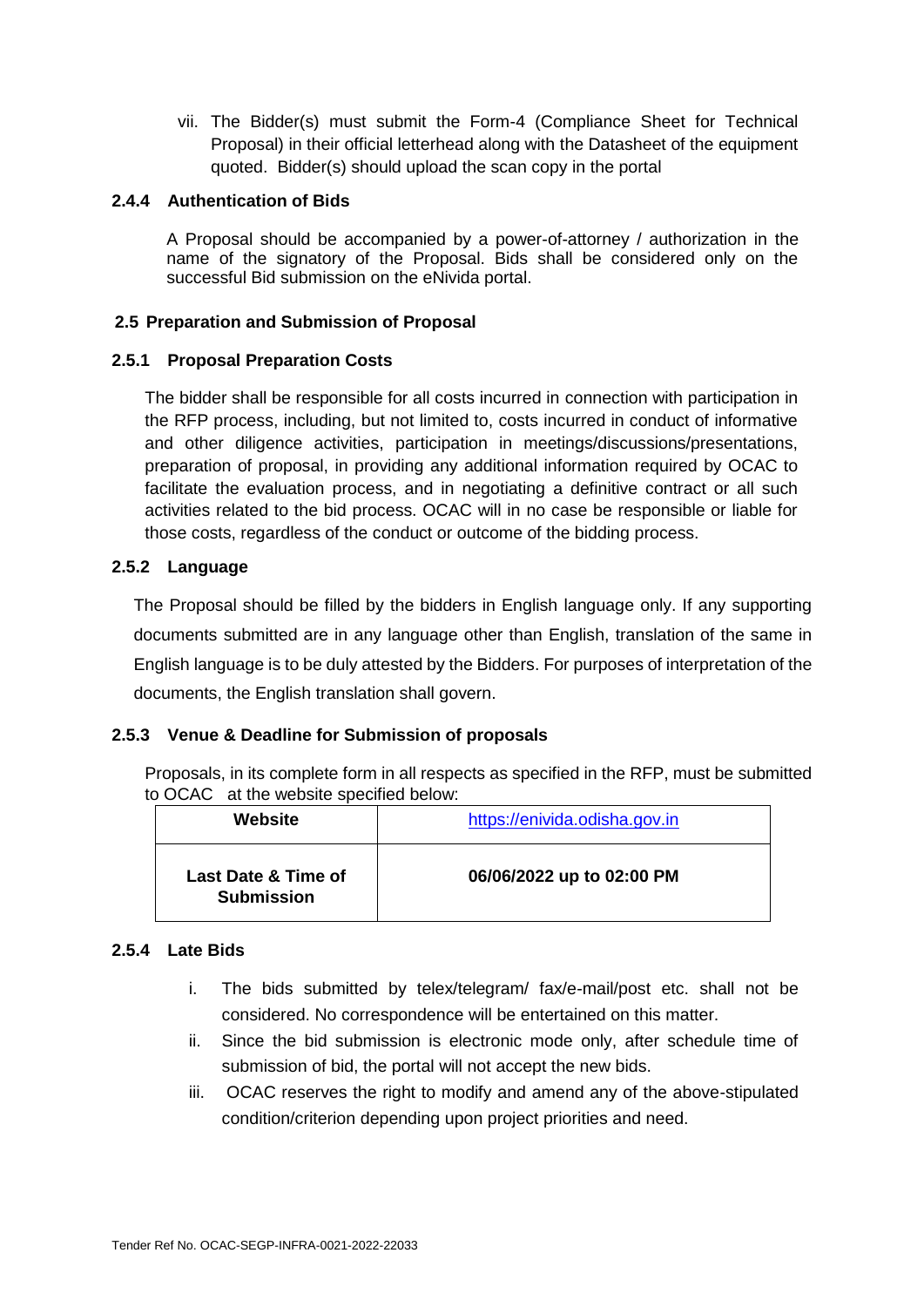vii. The Bidder(s) must submit the Form-4 (Compliance Sheet for Technical Proposal) in their official letterhead along with the Datasheet of the equipment quoted. Bidder(s) should upload the scan copy in the portal

#### 2.4.4 Authentication of Bids

A Proposal should be accompanied by a power-of-attorney / authorization in the name of the signatory of the Proposal. Bids shall be considered only on the successful Bid submission on the eNivida portal.

### 2.5 Preparation and Submission of Proposal

#### 2.5.1 Proposal Preparation Costs

The bidder shall be responsible for all costs incurred in connection with participation in the RFP process, including, but not limited to, costs incurred in conduct of informative and other diligence activities, participation in meetings/discussions/presentations, preparation of proposal, in providing any additional information required by OCAC to facilitate the evaluation process, and in negotiating a definitive contract or all such activities related to the bid process. OCAC will in no case be responsible or liable for those costs, regardless of the conduct or outcome of the bidding process.

#### 2.5.2 Language

The Proposal should be filled by the bidders in English language only. If any supporting documents submitted are in any language other than English, translation of the same in English language is to be duly attested by the Bidders. For purposes of interpretation of the documents, the English translation shall govern.

#### 2.5.3 Venue & Deadline for Submission of proposals

Proposals, in its complete form in all respects as specified in the RFP, must be submitted to OCAC at the website specified below:

| **Website** | https://enivida.odisha.gov.in |
|---|---|
| **Last Date & Time of Submission** | **06/06/2022 up to 02:00 PM** |

#### 2.5.4 Late Bids

i. The bids submitted by telex/telegram/ fax/e-mail/post etc. shall not be considered. No correspondence will be entertained on this matter.

ii. Since the bid submission is electronic mode only, after schedule time of submission of bid, the portal will not accept the new bids.

iii. OCAC reserves the right to modify and amend any of the above-stipulated condition/criterion depending upon project priorities and need.

Tender Ref No. OCAC-SEGP-INFRA-0021-2022-22033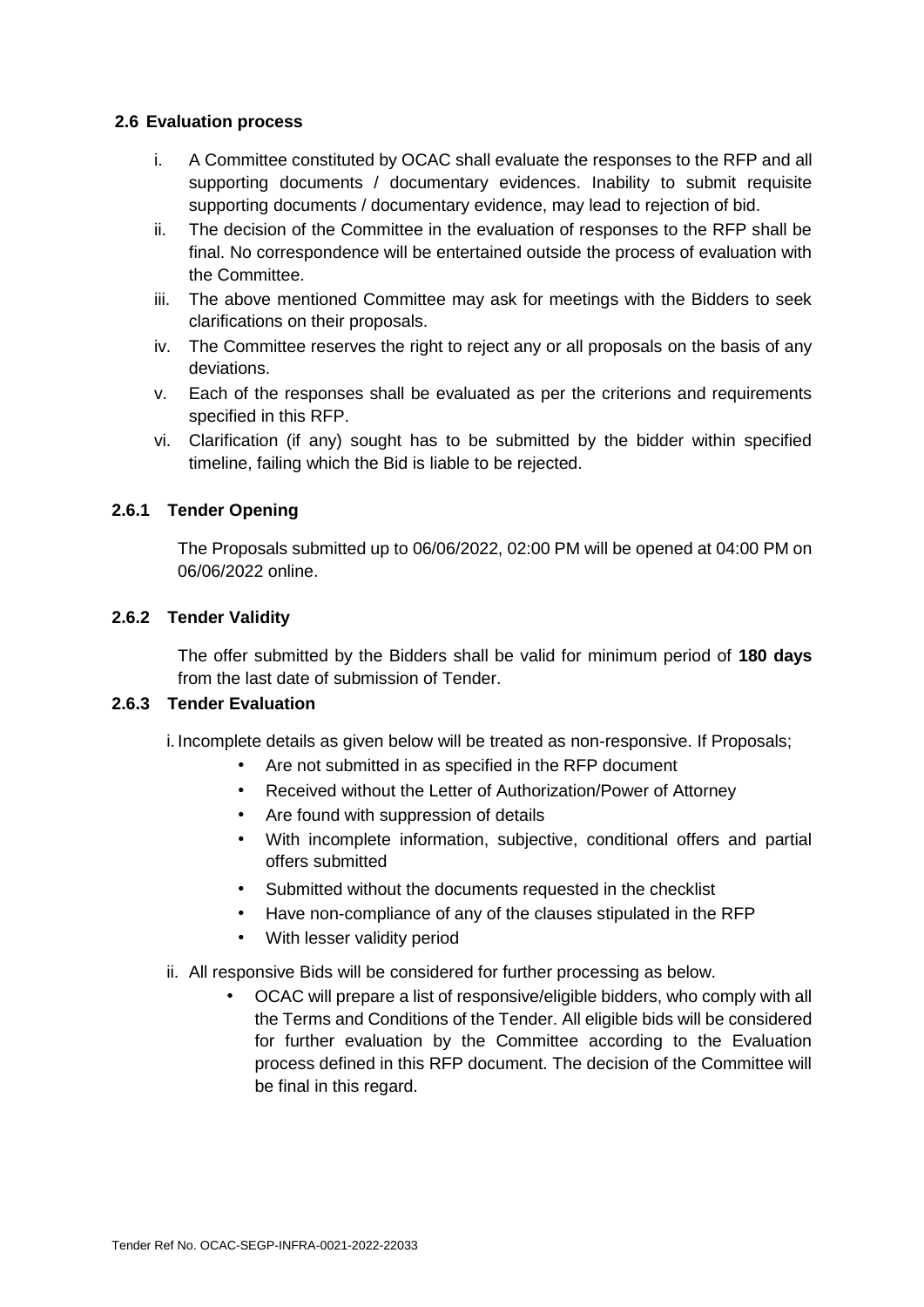## 2.6 Evaluation process

i. A Committee constituted by OCAC shall evaluate the responses to the RFP and all supporting documents / documentary evidences. Inability to submit requisite supporting documents / documentary evidence, may lead to rejection of bid.
ii. The decision of the Committee in the evaluation of responses to the RFP shall be final. No correspondence will be entertained outside the process of evaluation with the Committee.
iii. The above mentioned Committee may ask for meetings with the Bidders to seek clarifications on their proposals.
iv. The Committee reserves the right to reject any or all proposals on the basis of any deviations.
v. Each of the responses shall be evaluated as per the criterions and requirements specified in this RFP.
vi. Clarification (if any) sought has to be submitted by the bidder within specified timeline, failing which the Bid is liable to be rejected.

### 2.6.1 Tender Opening

The Proposals submitted up to 06/06/2022, 02:00 PM will be opened at 04:00 PM on 06/06/2022 online.

### 2.6.2 Tender Validity

The offer submitted by the Bidders shall be valid for minimum period of **180 days** from the last date of submission of Tender.

### 2.6.3 Tender Evaluation

i. Incomplete details as given below will be treated as non-responsive. If Proposals;
  - Are not submitted in as specified in the RFP document
  - Received without the Letter of Authorization/Power of Attorney
  - Are found with suppression of details
  - With incomplete information, subjective, conditional offers and partial offers submitted
  - Submitted without the documents requested in the checklist
  - Have non-compliance of any of the clauses stipulated in the RFP
  - With lesser validity period

ii. All responsive Bids will be considered for further processing as below.
  - OCAC will prepare a list of responsive/eligible bidders, who comply with all the Terms and Conditions of the Tender. All eligible bids will be considered for further evaluation by the Committee according to the Evaluation process defined in this RFP document. The decision of the Committee will be final in this regard.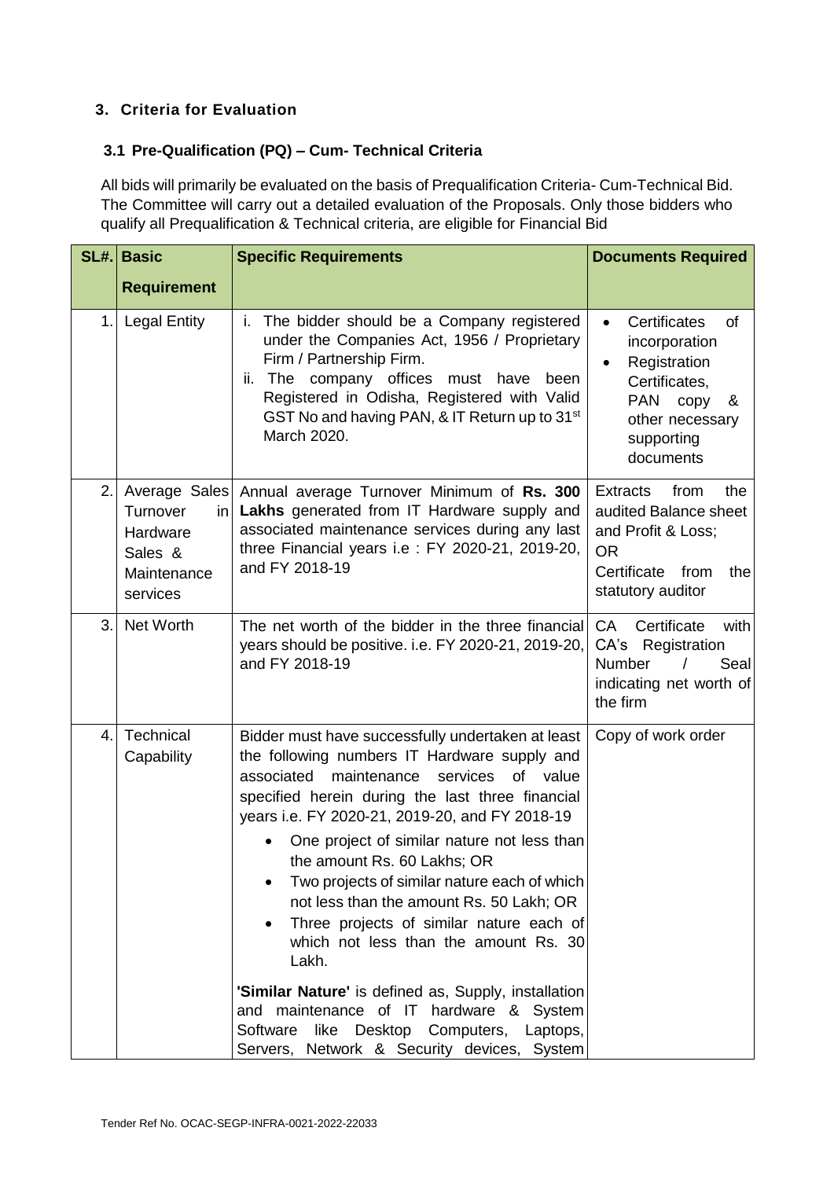## 3. Criteria for Evaluation

### 3.1 Pre-Qualification (PQ) – Cum- Technical Criteria

All bids will primarily be evaluated on the basis of Prequalification Criteria- Cum-Technical Bid. The Committee will carry out a detailed evaluation of the Proposals. Only those bidders who qualify all Prequalification & Technical criteria, are eligible for Financial Bid

| SL#. | Basic Requirement | Specific Requirements | Documents Required |
|---|---|---|---|
| 1. | Legal Entity | i. The bidder should be a Company registered under the Companies Act, 1956 / Proprietary Firm / Partnership Firm.<br>ii. The company offices must have been Registered in Odisha, Registered with Valid GST No and having PAN, & IT Return up to 31st March 2020. | • Certificates of incorporation<br>• Registration Certificates, PAN copy & other necessary supporting documents |
| 2. | Average Sales Turnover in Hardware Sales & Maintenance services | Annual average Turnover Minimum of **Rs. 300 Lakhs** generated from IT Hardware supply and associated maintenance services during any last three Financial years i.e : FY 2020-21, 2019-20, and FY 2018-19 | Extracts from the audited Balance sheet and Profit & Loss;<br>OR<br>Certificate from the statutory auditor |
| 3. | Net Worth | The net worth of the bidder in the three financial years should be positive. i.e. FY 2020-21, 2019-20, and FY 2018-19 | CA Certificate with CA's Registration Number / Seal indicating net worth of the firm |
| 4. | Technical Capability | Bidder must have successfully undertaken at least the following numbers IT Hardware supply and associated maintenance services of value specified herein during the last three financial years i.e. FY 2020-21, 2019-20, and FY 2018-19<br>• One project of similar nature not less than the amount Rs. 60 Lakhs; OR<br>• Two projects of similar nature each of which not less than the amount Rs. 50 Lakh; OR<br>• Three projects of similar nature each of which not less than the amount Rs. 30 Lakh.<br><br>**'Similar Nature'** is defined as, Supply, installation and maintenance of IT hardware & System Software like Desktop Computers, Laptops, Servers, Network & Security devices, System | Copy of work order |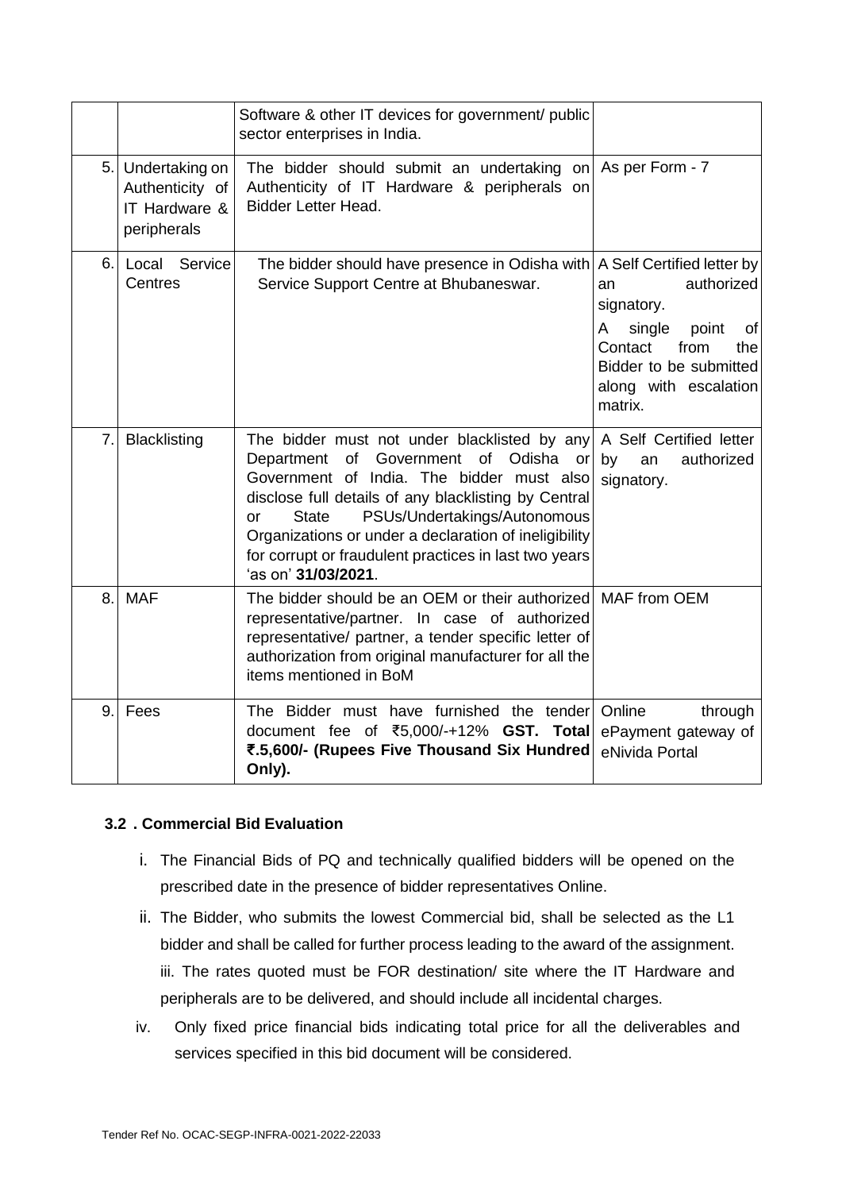| | | | |
|---|---|---|---|
| | | Software & other IT devices for government/ public sector enterprises in India. | |
| 5. | Undertaking on Authenticity of IT Hardware & peripherals | The bidder should submit an undertaking on Authenticity of IT Hardware & peripherals on Bidder Letter Head. | As per Form - 7 |
| 6. | Local Service Centres | The bidder should have presence in Odisha with Service Support Centre at Bhubaneswar. | A Self Certified letter by an authorized signatory.<br>A single point of Contact from the Bidder to be submitted along with escalation matrix. |
| 7. | Blacklisting | The bidder must not under blacklisted by any Department of Government of Odisha or Government of India. The bidder must also disclose full details of any blacklisting by Central or State PSUs/Undertakings/Autonomous Organizations or under a declaration of ineligibility for corrupt or fraudulent practices in last two years 'as on' **31/03/2021**. | A Self Certified letter by an authorized signatory. |
| 8. | MAF | The bidder should be an OEM or their authorized representative/partner. In case of authorized representative/ partner, a tender specific letter of authorization from original manufacturer for all the items mentioned in BoM | MAF from OEM |
| 9. | Fees | The Bidder must have furnished the tender document fee of ₹5,000/-+12% **GST. Total ₹.5,600/- (Rupees Five Thousand Six Hundred Only).** | Online through ePayment gateway of eNivida Portal |

### 3.2 . Commercial Bid Evaluation

i. The Financial Bids of PQ and technically qualified bidders will be opened on the prescribed date in the presence of bidder representatives Online.

ii. The Bidder, who submits the lowest Commercial bid, shall be selected as the L1 bidder and shall be called for further process leading to the award of the assignment.
iii. The rates quoted must be FOR destination/ site where the IT Hardware and peripherals are to be delivered, and should include all incidental charges.

iv. Only fixed price financial bids indicating total price for all the deliverables and services specified in this bid document will be considered.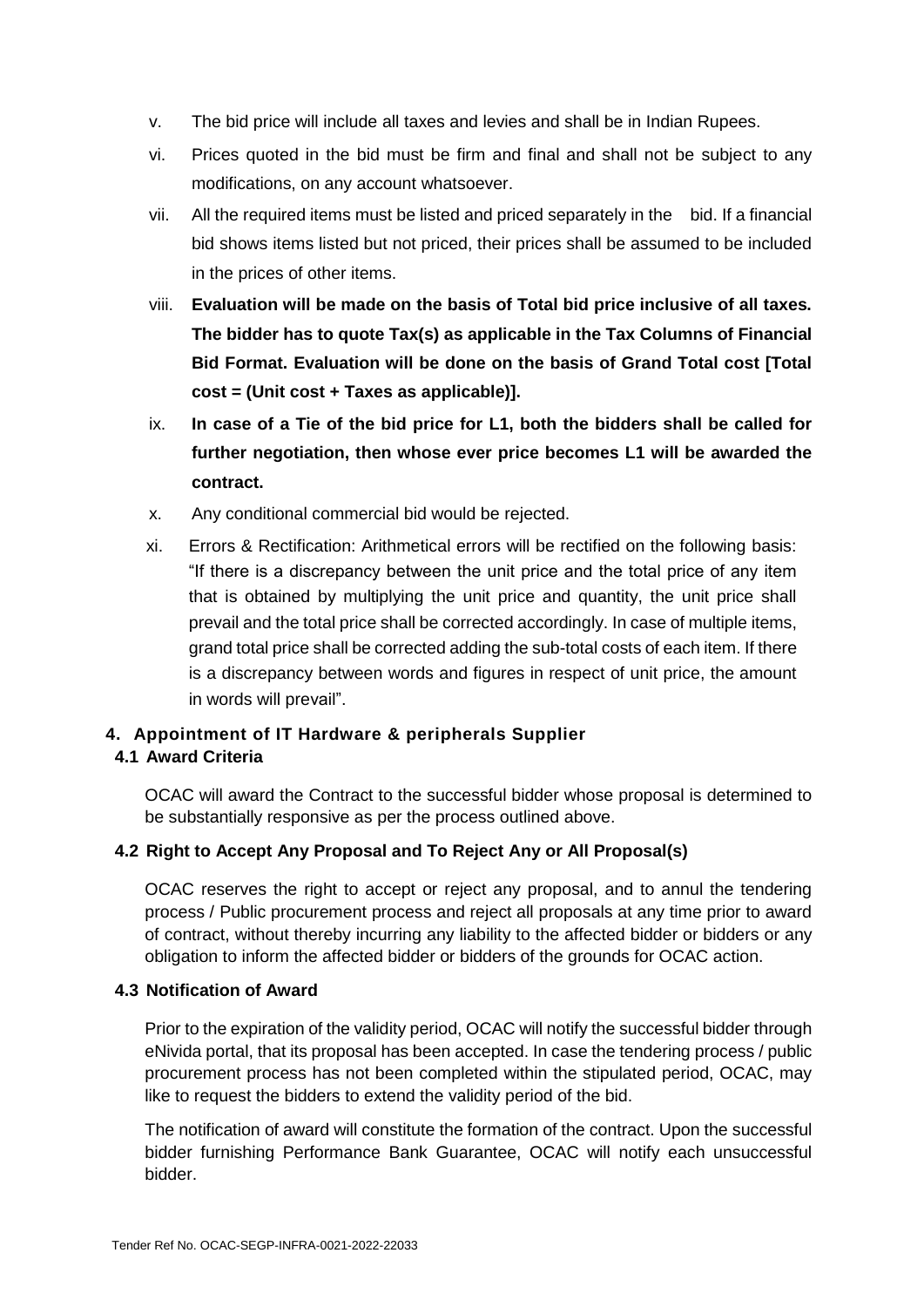v. The bid price will include all taxes and levies and shall be in Indian Rupees.

vi. Prices quoted in the bid must be firm and final and shall not be subject to any modifications, on any account whatsoever.

vii. All the required items must be listed and priced separately in the bid. If a financial bid shows items listed but not priced, their prices shall be assumed to be included in the prices of other items.

viii. **Evaluation will be made on the basis of Total bid price inclusive of all taxes. The bidder has to quote Tax(s) as applicable in the Tax Columns of Financial Bid Format. Evaluation will be done on the basis of Grand Total cost [Total cost = (Unit cost + Taxes as applicable)].**

ix. **In case of a Tie of the bid price for L1, both the bidders shall be called for further negotiation, then whose ever price becomes L1 will be awarded the contract.**

x. Any conditional commercial bid would be rejected.

xi. Errors & Rectification: Arithmetical errors will be rectified on the following basis: "If there is a discrepancy between the unit price and the total price of any item that is obtained by multiplying the unit price and quantity, the unit price shall prevail and the total price shall be corrected accordingly. In case of multiple items, grand total price shall be corrected adding the sub-total costs of each item. If there is a discrepancy between words and figures in respect of unit price, the amount in words will prevail".

## 4. Appointment of IT Hardware & peripherals Supplier

### 4.1 Award Criteria

OCAC will award the Contract to the successful bidder whose proposal is determined to be substantially responsive as per the process outlined above.

### 4.2 Right to Accept Any Proposal and To Reject Any or All Proposal(s)

OCAC reserves the right to accept or reject any proposal, and to annul the tendering process / Public procurement process and reject all proposals at any time prior to award of contract, without thereby incurring any liability to the affected bidder or bidders or any obligation to inform the affected bidder or bidders of the grounds for OCAC action.

### 4.3 Notification of Award

Prior to the expiration of the validity period, OCAC will notify the successful bidder through eNivida portal, that its proposal has been accepted. In case the tendering process / public procurement process has not been completed within the stipulated period, OCAC, may like to request the bidders to extend the validity period of the bid.

The notification of award will constitute the formation of the contract. Upon the successful bidder furnishing Performance Bank Guarantee, OCAC will notify each unsuccessful bidder.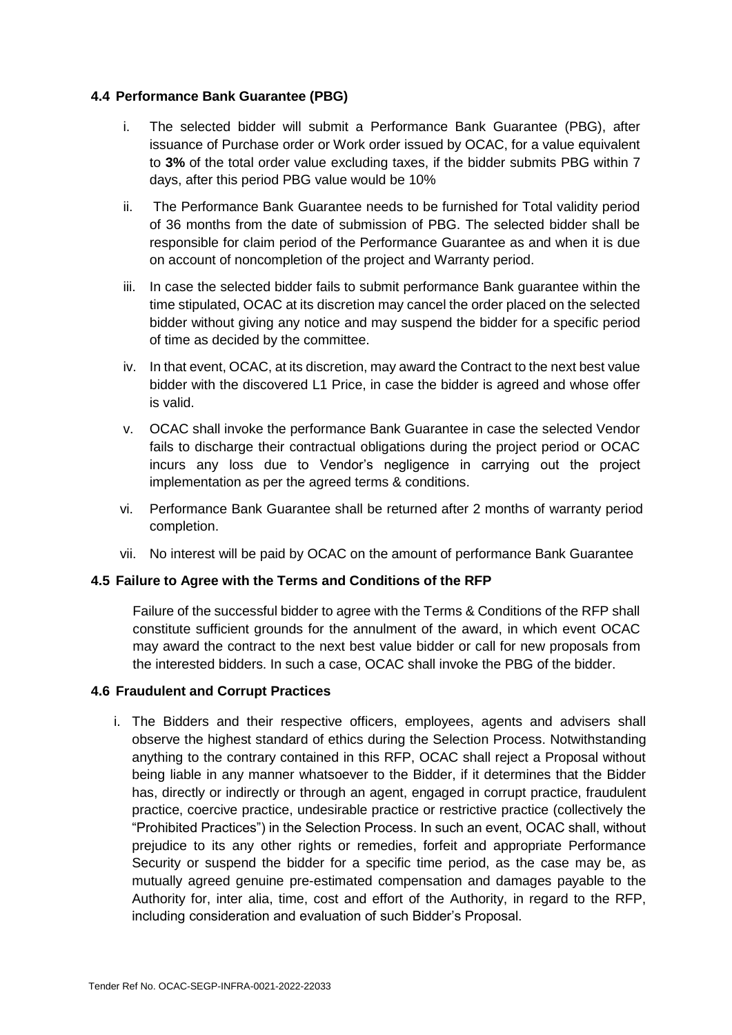### 4.4 Performance Bank Guarantee (PBG)

i. The selected bidder will submit a Performance Bank Guarantee (PBG), after issuance of Purchase order or Work order issued by OCAC, for a value equivalent to **3%** of the total order value excluding taxes, if the bidder submits PBG within 7 days, after this period PBG value would be 10%

ii. The Performance Bank Guarantee needs to be furnished for Total validity period of 36 months from the date of submission of PBG. The selected bidder shall be responsible for claim period of the Performance Guarantee as and when it is due on account of noncompletion of the project and Warranty period.

iii. In case the selected bidder fails to submit performance Bank guarantee within the time stipulated, OCAC at its discretion may cancel the order placed on the selected bidder without giving any notice and may suspend the bidder for a specific period of time as decided by the committee.

iv. In that event, OCAC, at its discretion, may award the Contract to the next best value bidder with the discovered L1 Price, in case the bidder is agreed and whose offer is valid.

v. OCAC shall invoke the performance Bank Guarantee in case the selected Vendor fails to discharge their contractual obligations during the project period or OCAC incurs any loss due to Vendor's negligence in carrying out the project implementation as per the agreed terms & conditions.

vi. Performance Bank Guarantee shall be returned after 2 months of warranty period completion.

vii. No interest will be paid by OCAC on the amount of performance Bank Guarantee

### 4.5 Failure to Agree with the Terms and Conditions of the RFP

Failure of the successful bidder to agree with the Terms & Conditions of the RFP shall constitute sufficient grounds for the annulment of the award, in which event OCAC may award the contract to the next best value bidder or call for new proposals from the interested bidders. In such a case, OCAC shall invoke the PBG of the bidder.

### 4.6 Fraudulent and Corrupt Practices

i. The Bidders and their respective officers, employees, agents and advisers shall observe the highest standard of ethics during the Selection Process. Notwithstanding anything to the contrary contained in this RFP, OCAC shall reject a Proposal without being liable in any manner whatsoever to the Bidder, if it determines that the Bidder has, directly or indirectly or through an agent, engaged in corrupt practice, fraudulent practice, coercive practice, undesirable practice or restrictive practice (collectively the "Prohibited Practices") in the Selection Process. In such an event, OCAC shall, without prejudice to its any other rights or remedies, forfeit and appropriate Performance Security or suspend the bidder for a specific time period, as the case may be, as mutually agreed genuine pre-estimated compensation and damages payable to the Authority for, inter alia, time, cost and effort of the Authority, in regard to the RFP, including consideration and evaluation of such Bidder's Proposal.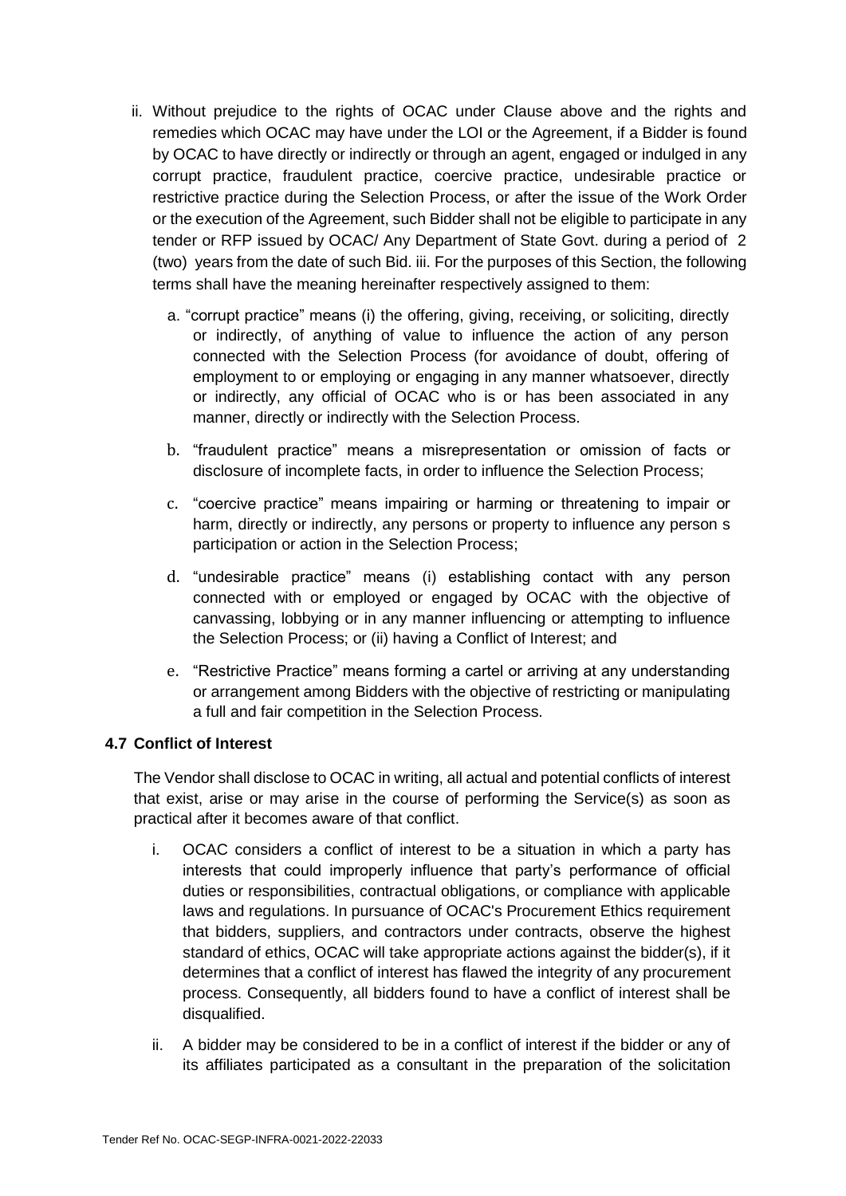ii. Without prejudice to the rights of OCAC under Clause above and the rights and remedies which OCAC may have under the LOI or the Agreement, if a Bidder is found by OCAC to have directly or indirectly or through an agent, engaged or indulged in any corrupt practice, fraudulent practice, coercive practice, undesirable practice or restrictive practice during the Selection Process, or after the issue of the Work Order or the execution of the Agreement, such Bidder shall not be eligible to participate in any tender or RFP issued by OCAC/ Any Department of State Govt. during a period of 2 (two) years from the date of such Bid. iii. For the purposes of this Section, the following terms shall have the meaning hereinafter respectively assigned to them:

a. "corrupt practice" means (i) the offering, giving, receiving, or soliciting, directly or indirectly, of anything of value to influence the action of any person connected with the Selection Process (for avoidance of doubt, offering of employment to or employing or engaging in any manner whatsoever, directly or indirectly, any official of OCAC who is or has been associated in any manner, directly or indirectly with the Selection Process.

b. "fraudulent practice" means a misrepresentation or omission of facts or disclosure of incomplete facts, in order to influence the Selection Process;

c. "coercive practice" means impairing or harming or threatening to impair or harm, directly or indirectly, any persons or property to influence any person s participation or action in the Selection Process;

d. "undesirable practice" means (i) establishing contact with any person connected with or employed or engaged by OCAC with the objective of canvassing, lobbying or in any manner influencing or attempting to influence the Selection Process; or (ii) having a Conflict of Interest; and

e. "Restrictive Practice" means forming a cartel or arriving at any understanding or arrangement among Bidders with the objective of restricting or manipulating a full and fair competition in the Selection Process.

### 4.7 Conflict of Interest

The Vendor shall disclose to OCAC in writing, all actual and potential conflicts of interest that exist, arise or may arise in the course of performing the Service(s) as soon as practical after it becomes aware of that conflict.

i. OCAC considers a conflict of interest to be a situation in which a party has interests that could improperly influence that party's performance of official duties or responsibilities, contractual obligations, or compliance with applicable laws and regulations. In pursuance of OCAC's Procurement Ethics requirement that bidders, suppliers, and contractors under contracts, observe the highest standard of ethics, OCAC will take appropriate actions against the bidder(s), if it determines that a conflict of interest has flawed the integrity of any procurement process. Consequently, all bidders found to have a conflict of interest shall be disqualified.

ii. A bidder may be considered to be in a conflict of interest if the bidder or any of its affiliates participated as a consultant in the preparation of the solicitation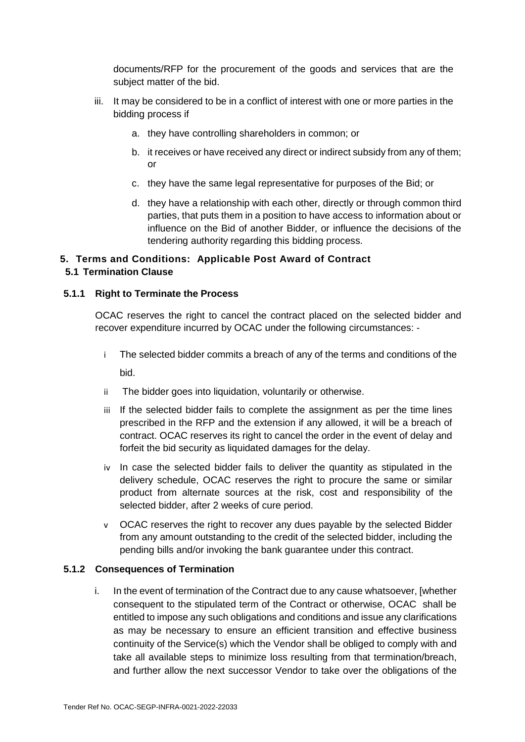documents/RFP for the procurement of the goods and services that are the subject matter of the bid.

iii. It may be considered to be in a conflict of interest with one or more parties in the bidding process if

a. they have controlling shareholders in common; or

b. it receives or have received any direct or indirect subsidy from any of them; or

c. they have the same legal representative for purposes of the Bid; or

d. they have a relationship with each other, directly or through common third parties, that puts them in a position to have access to information about or influence on the Bid of another Bidder, or influence the decisions of the tendering authority regarding this bidding process.

## 5. Terms and Conditions: Applicable Post Award of Contract

### 5.1 Termination Clause

#### 5.1.1 Right to Terminate the Process

OCAC reserves the right to cancel the contract placed on the selected bidder and recover expenditure incurred by OCAC under the following circumstances: -

i The selected bidder commits a breach of any of the terms and conditions of the bid.

ii The bidder goes into liquidation, voluntarily or otherwise.

iii If the selected bidder fails to complete the assignment as per the time lines prescribed in the RFP and the extension if any allowed, it will be a breach of contract. OCAC reserves its right to cancel the order in the event of delay and forfeit the bid security as liquidated damages for the delay.

iv In case the selected bidder fails to deliver the quantity as stipulated in the delivery schedule, OCAC reserves the right to procure the same or similar product from alternate sources at the risk, cost and responsibility of the selected bidder, after 2 weeks of cure period.

v OCAC reserves the right to recover any dues payable by the selected Bidder from any amount outstanding to the credit of the selected bidder, including the pending bills and/or invoking the bank guarantee under this contract.

#### 5.1.2 Consequences of Termination

i. In the event of termination of the Contract due to any cause whatsoever, [whether consequent to the stipulated term of the Contract or otherwise, OCAC shall be entitled to impose any such obligations and conditions and issue any clarifications as may be necessary to ensure an efficient transition and effective business continuity of the Service(s) which the Vendor shall be obliged to comply with and take all available steps to minimize loss resulting from that termination/breach, and further allow the next successor Vendor to take over the obligations of the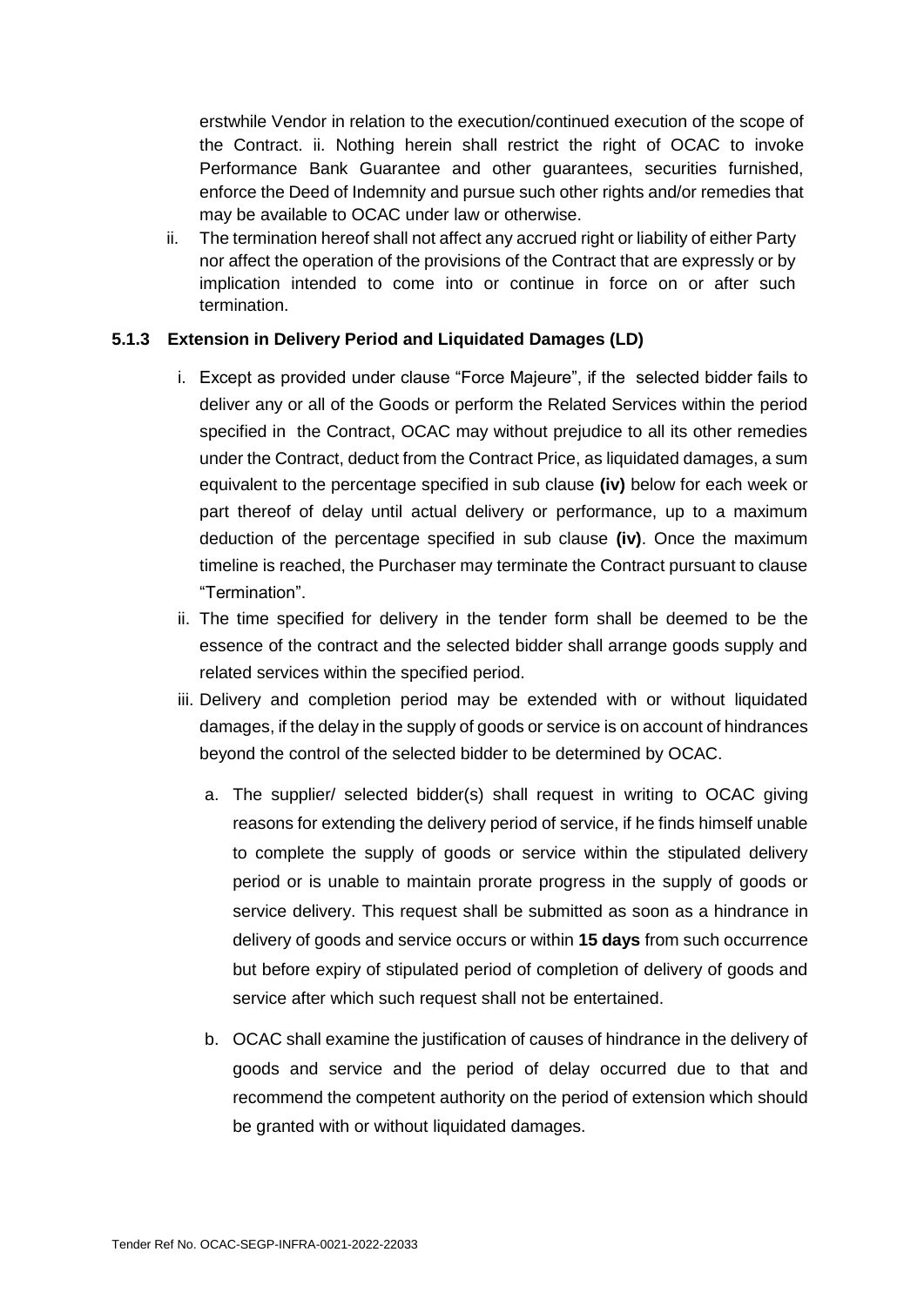erstwhile Vendor in relation to the execution/continued execution of the scope of the Contract. ii. Nothing herein shall restrict the right of OCAC to invoke Performance Bank Guarantee and other guarantees, securities furnished, enforce the Deed of Indemnity and pursue such other rights and/or remedies that may be available to OCAC under law or otherwise.

ii. The termination hereof shall not affect any accrued right or liability of either Party nor affect the operation of the provisions of the Contract that are expressly or by implication intended to come into or continue in force on or after such termination.

### 5.1.3 Extension in Delivery Period and Liquidated Damages (LD)

i. Except as provided under clause "Force Majeure", if the selected bidder fails to deliver any or all of the Goods or perform the Related Services within the period specified in the Contract, OCAC may without prejudice to all its other remedies under the Contract, deduct from the Contract Price, as liquidated damages, a sum equivalent to the percentage specified in sub clause **(iv)** below for each week or part thereof of delay until actual delivery or performance, up to a maximum deduction of the percentage specified in sub clause **(iv)**. Once the maximum timeline is reached, the Purchaser may terminate the Contract pursuant to clause "Termination".

ii. The time specified for delivery in the tender form shall be deemed to be the essence of the contract and the selected bidder shall arrange goods supply and related services within the specified period.

iii. Delivery and completion period may be extended with or without liquidated damages, if the delay in the supply of goods or service is on account of hindrances beyond the control of the selected bidder to be determined by OCAC.

   a. The supplier/ selected bidder(s) shall request in writing to OCAC giving reasons for extending the delivery period of service, if he finds himself unable to complete the supply of goods or service within the stipulated delivery period or is unable to maintain prorate progress in the supply of goods or service delivery. This request shall be submitted as soon as a hindrance in delivery of goods and service occurs or within **15 days** from such occurrence but before expiry of stipulated period of completion of delivery of goods and service after which such request shall not be entertained.

   b. OCAC shall examine the justification of causes of hindrance in the delivery of goods and service and the period of delay occurred due to that and recommend the competent authority on the period of extension which should be granted with or without liquidated damages.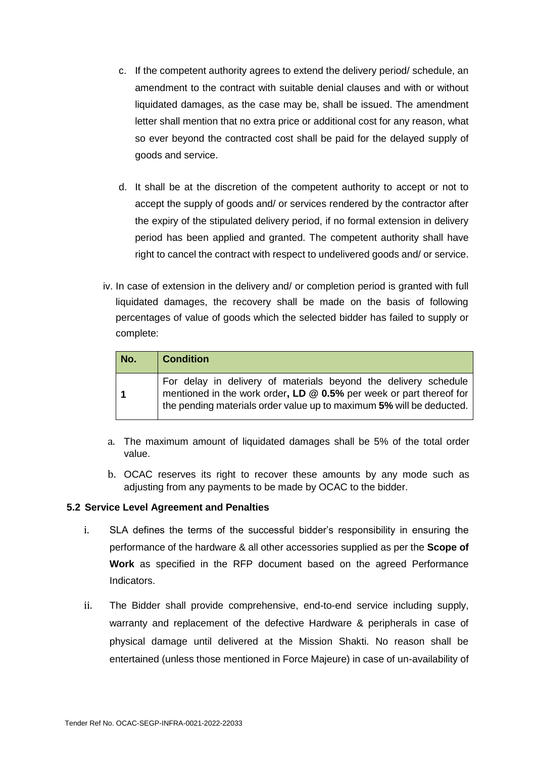c. If the competent authority agrees to extend the delivery period/ schedule, an amendment to the contract with suitable denial clauses and with or without liquidated damages, as the case may be, shall be issued. The amendment letter shall mention that no extra price or additional cost for any reason, what so ever beyond the contracted cost shall be paid for the delayed supply of goods and service.

d. It shall be at the discretion of the competent authority to accept or not to accept the supply of goods and/ or services rendered by the contractor after the expiry of the stipulated delivery period, if no formal extension in delivery period has been applied and granted. The competent authority shall have right to cancel the contract with respect to undelivered goods and/ or service.

iv. In case of extension in the delivery and/ or completion period is granted with full liquidated damages, the recovery shall be made on the basis of following percentages of value of goods which the selected bidder has failed to supply or complete:

| No. | Condition |
|---|---|
| **1** | For delay in delivery of materials beyond the delivery schedule mentioned in the work order**, LD @ 0.5%** per week or part thereof for the pending materials order value up to maximum **5%** will be deducted. |

a. The maximum amount of liquidated damages shall be 5% of the total order value.

b. OCAC reserves its right to recover these amounts by any mode such as adjusting from any payments to be made by OCAC to the bidder.

### 5.2 Service Level Agreement and Penalties

i. SLA defines the terms of the successful bidder's responsibility in ensuring the performance of the hardware & all other accessories supplied as per the **Scope of Work** as specified in the RFP document based on the agreed Performance Indicators.

ii. The Bidder shall provide comprehensive, end-to-end service including supply, warranty and replacement of the defective Hardware & peripherals in case of physical damage until delivered at the Mission Shakti. No reason shall be entertained (unless those mentioned in Force Majeure) in case of un-availability of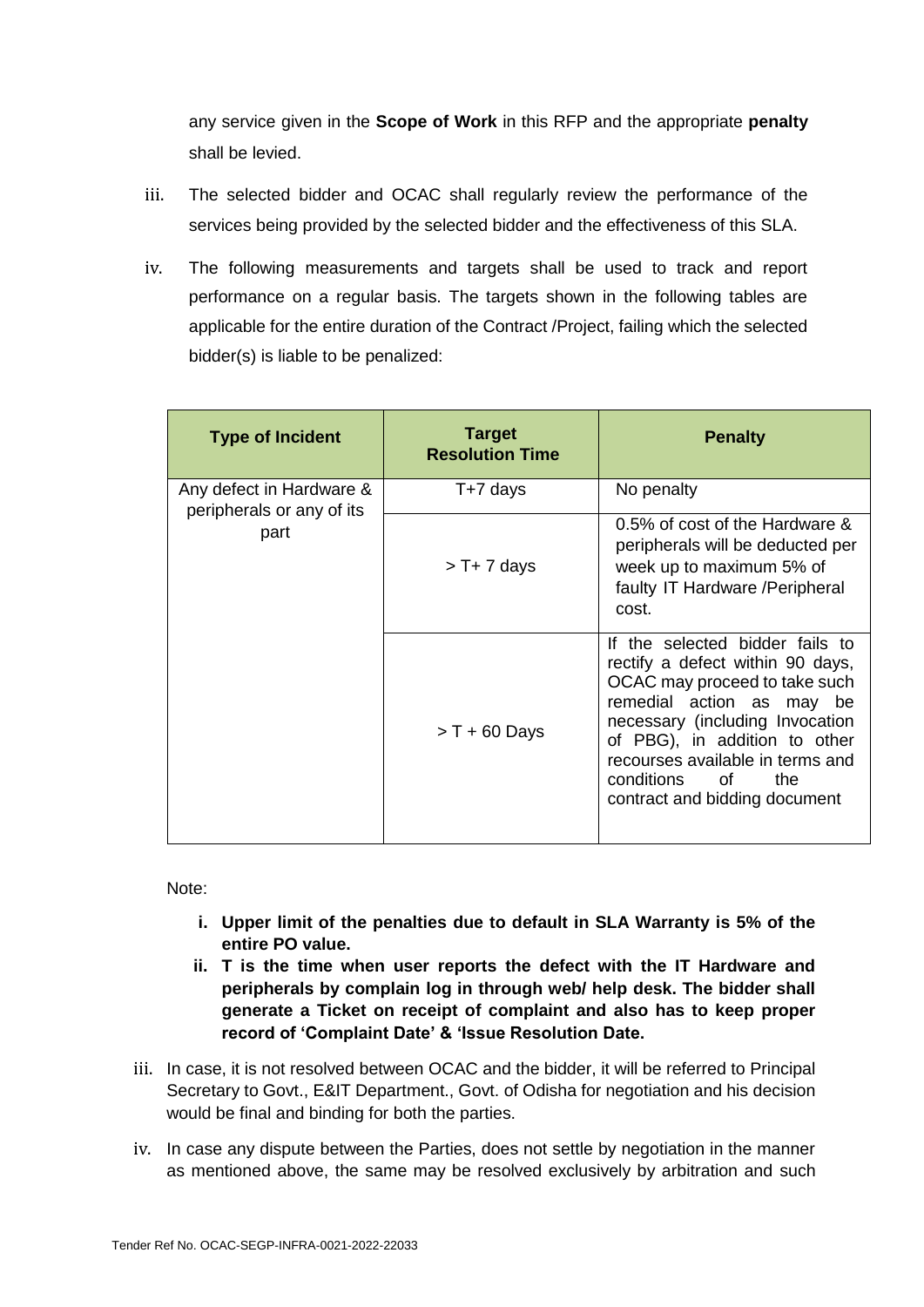any service given in the **Scope of Work** in this RFP and the appropriate **penalty** shall be levied.

iii. The selected bidder and OCAC shall regularly review the performance of the services being provided by the selected bidder and the effectiveness of this SLA.

iv. The following measurements and targets shall be used to track and report performance on a regular basis. The targets shown in the following tables are applicable for the entire duration of the Contract /Project, failing which the selected bidder(s) is liable to be penalized:

| Type of Incident | Target Resolution Time | Penalty |
|---|---|---|
| Any defect in Hardware & peripherals or any of its part | T+7 days | No penalty |
| | > T+ 7 days | 0.5% of cost of the Hardware & peripherals will be deducted per week up to maximum 5% of faulty IT Hardware /Peripheral cost. |
| | > T + 60 Days | If the selected bidder fails to rectify a defect within 90 days, OCAC may proceed to take such remedial action as may be necessary (including Invocation of PBG), in addition to other recourses available in terms and conditions of the contract and bidding document |

Note:

i. **Upper limit of the penalties due to default in SLA Warranty is 5% of the entire PO value.**

ii. **T is the time when user reports the defect with the IT Hardware and peripherals by complain log in through web/ help desk. The bidder shall generate a Ticket on receipt of complaint and also has to keep proper record of 'Complaint Date' & 'Issue Resolution Date.**

iii. In case, it is not resolved between OCAC and the bidder, it will be referred to Principal Secretary to Govt., E&IT Department., Govt. of Odisha for negotiation and his decision would be final and binding for both the parties.

iv. In case any dispute between the Parties, does not settle by negotiation in the manner as mentioned above, the same may be resolved exclusively by arbitration and such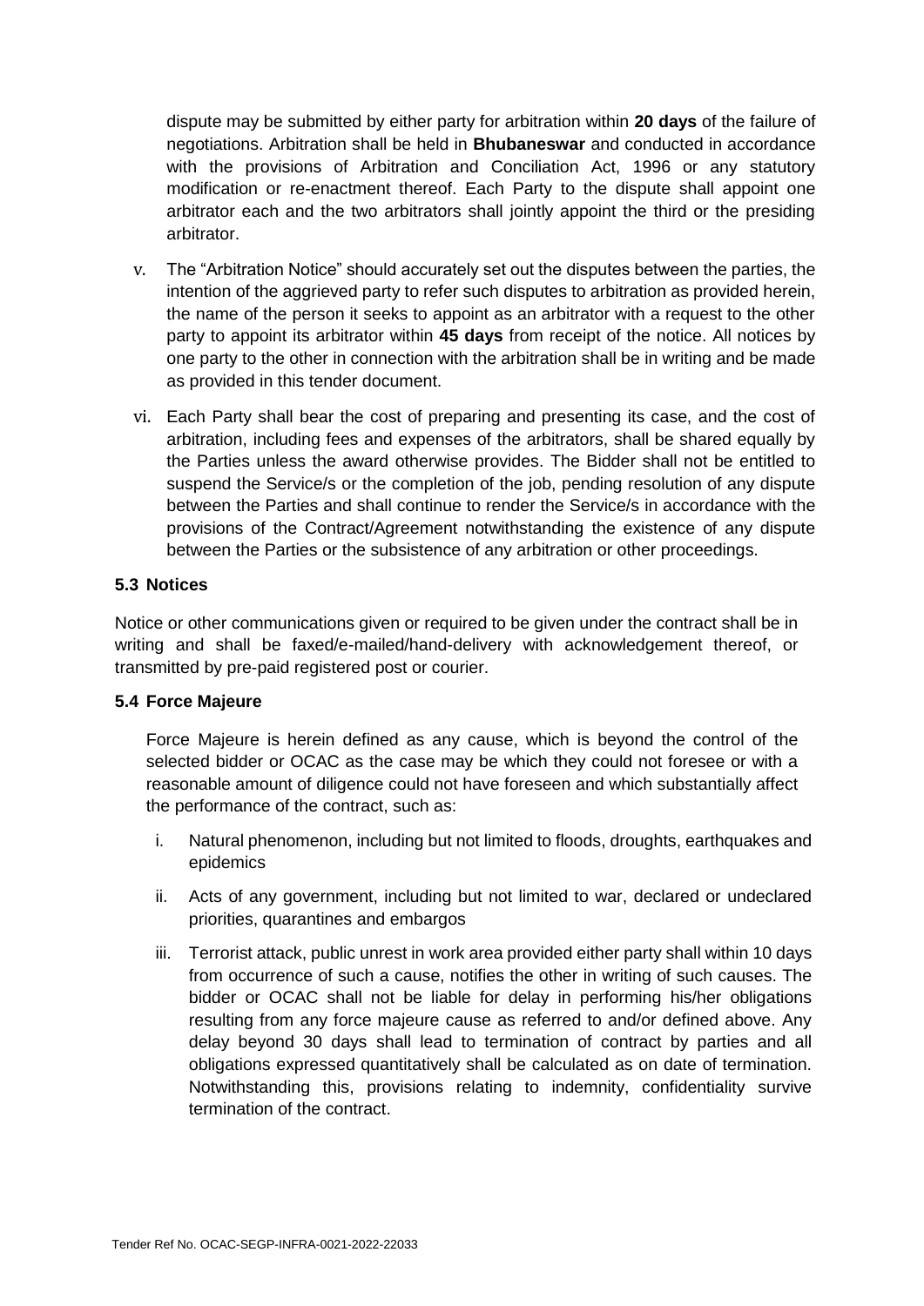dispute may be submitted by either party for arbitration within **20 days** of the failure of negotiations. Arbitration shall be held in **Bhubaneswar** and conducted in accordance with the provisions of Arbitration and Conciliation Act, 1996 or any statutory modification or re-enactment thereof. Each Party to the dispute shall appoint one arbitrator each and the two arbitrators shall jointly appoint the third or the presiding arbitrator.

v. The "Arbitration Notice" should accurately set out the disputes between the parties, the intention of the aggrieved party to refer such disputes to arbitration as provided herein, the name of the person it seeks to appoint as an arbitrator with a request to the other party to appoint its arbitrator within **45 days** from receipt of the notice. All notices by one party to the other in connection with the arbitration shall be in writing and be made as provided in this tender document.

vi. Each Party shall bear the cost of preparing and presenting its case, and the cost of arbitration, including fees and expenses of the arbitrators, shall be shared equally by the Parties unless the award otherwise provides. The Bidder shall not be entitled to suspend the Service/s or the completion of the job, pending resolution of any dispute between the Parties and shall continue to render the Service/s in accordance with the provisions of the Contract/Agreement notwithstanding the existence of any dispute between the Parties or the subsistence of any arbitration or other proceedings.

### 5.3 Notices

Notice or other communications given or required to be given under the contract shall be in writing and shall be faxed/e-mailed/hand-delivery with acknowledgement thereof, or transmitted by pre-paid registered post or courier.

### 5.4 Force Majeure

Force Majeure is herein defined as any cause, which is beyond the control of the selected bidder or OCAC as the case may be which they could not foresee or with a reasonable amount of diligence could not have foreseen and which substantially affect the performance of the contract, such as:

i. Natural phenomenon, including but not limited to floods, droughts, earthquakes and epidemics

ii. Acts of any government, including but not limited to war, declared or undeclared priorities, quarantines and embargos

iii. Terrorist attack, public unrest in work area provided either party shall within 10 days from occurrence of such a cause, notifies the other in writing of such causes. The bidder or OCAC shall not be liable for delay in performing his/her obligations resulting from any force majeure cause as referred to and/or defined above. Any delay beyond 30 days shall lead to termination of contract by parties and all obligations expressed quantitatively shall be calculated as on date of termination. Notwithstanding this, provisions relating to indemnity, confidentiality survive termination of the contract.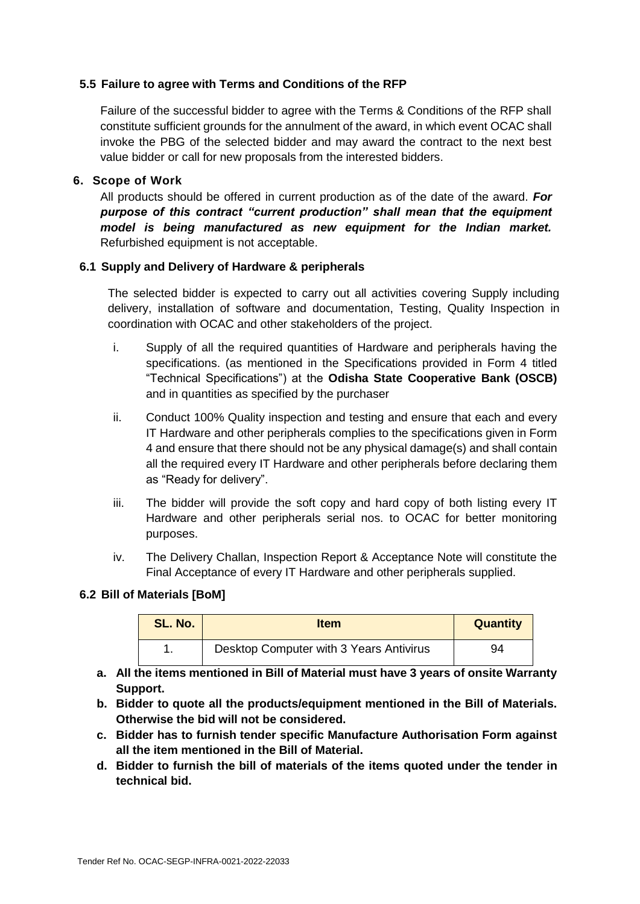### 5.5 Failure to agree with Terms and Conditions of the RFP

Failure of the successful bidder to agree with the Terms & Conditions of the RFP shall constitute sufficient grounds for the annulment of the award, in which event OCAC shall invoke the PBG of the selected bidder and may award the contract to the next best value bidder or call for new proposals from the interested bidders.

## 6. Scope of Work

All products should be offered in current production as of the date of the award. ***For purpose of this contract "current production" shall mean that the equipment model is being manufactured as new equipment for the Indian market.*** Refurbished equipment is not acceptable.

### 6.1 Supply and Delivery of Hardware & peripherals

The selected bidder is expected to carry out all activities covering Supply including delivery, installation of software and documentation, Testing, Quality Inspection in coordination with OCAC and other stakeholders of the project.

i. Supply of all the required quantities of Hardware and peripherals having the specifications. (as mentioned in the Specifications provided in Form 4 titled "Technical Specifications") at the **Odisha State Cooperative Bank (OSCB)** and in quantities as specified by the purchaser

ii. Conduct 100% Quality inspection and testing and ensure that each and every IT Hardware and other peripherals complies to the specifications given in Form 4 and ensure that there should not be any physical damage(s) and shall contain all the required every IT Hardware and other peripherals before declaring them as "Ready for delivery".

iii. The bidder will provide the soft copy and hard copy of both listing every IT Hardware and other peripherals serial nos. to OCAC for better monitoring purposes.

iv. The Delivery Challan, Inspection Report & Acceptance Note will constitute the Final Acceptance of every IT Hardware and other peripherals supplied.

### 6.2 Bill of Materials [BoM]

| SL. No. | Item | Quantity |
|---|---|---|
| 1. | Desktop Computer with 3 Years Antivirus | 94 |

a. **All the items mentioned in Bill of Material must have 3 years of onsite Warranty Support.**

b. **Bidder to quote all the products/equipment mentioned in the Bill of Materials. Otherwise the bid will not be considered.**

c. **Bidder has to furnish tender specific Manufacture Authorisation Form against all the item mentioned in the Bill of Material.**

d. **Bidder to furnish the bill of materials of the items quoted under the tender in technical bid.**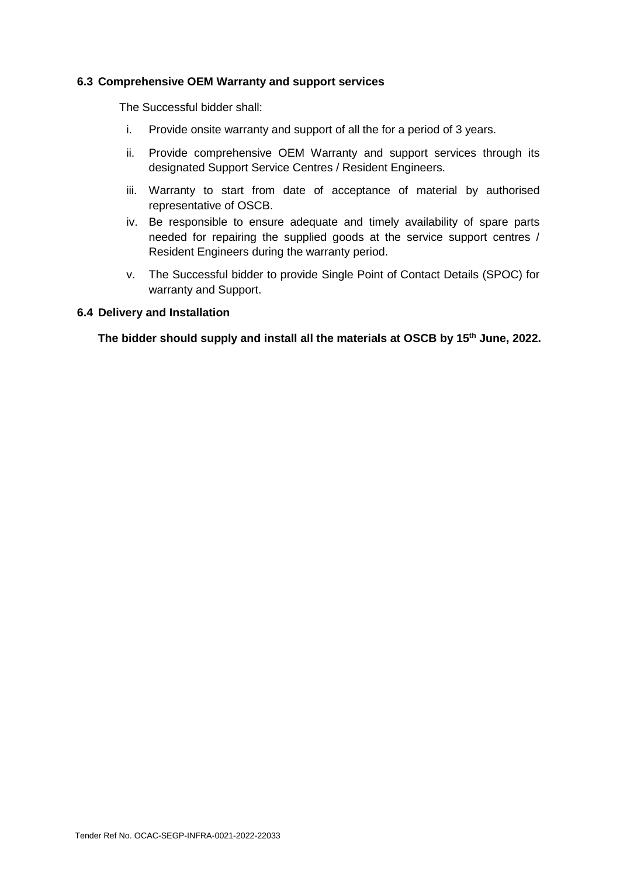### 6.3 Comprehensive OEM Warranty and support services

The Successful bidder shall:

i. Provide onsite warranty and support of all the for a period of 3 years.

ii. Provide comprehensive OEM Warranty and support services through its designated Support Service Centres / Resident Engineers.

iii. Warranty to start from date of acceptance of material by authorised representative of OSCB.

iv. Be responsible to ensure adequate and timely availability of spare parts needed for repairing the supplied goods at the service support centres / Resident Engineers during the warranty period.

v. The Successful bidder to provide Single Point of Contact Details (SPOC) for warranty and Support.

### 6.4 Delivery and Installation

**The bidder should supply and install all the materials at OSCB by 15th June, 2022.**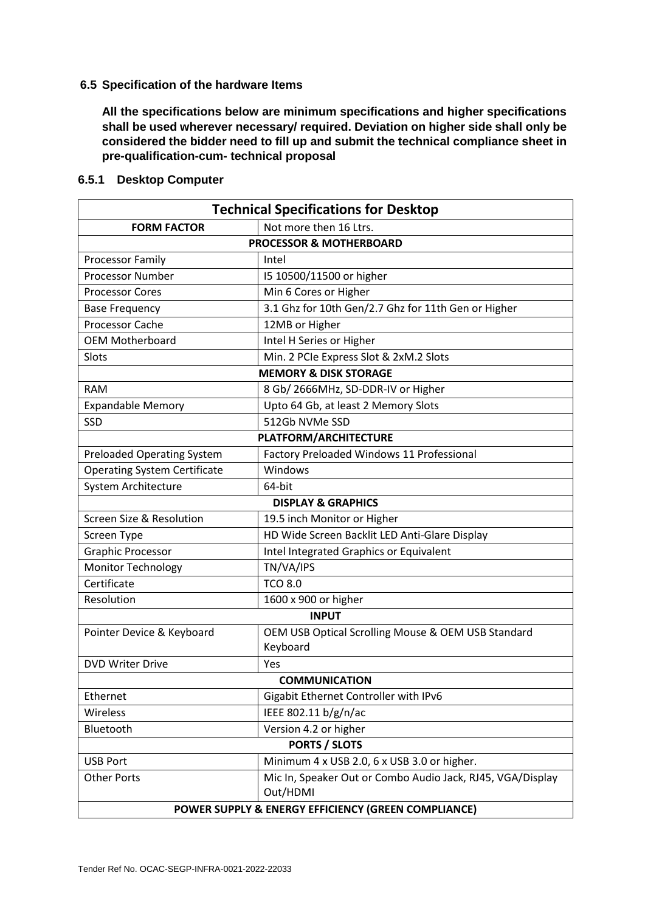### 6.5 Specification of the hardware Items

**All the specifications below are minimum specifications and higher specifications shall be used wherever necessary/ required. Deviation on higher side shall only be considered the bidder need to fill up and submit the technical compliance sheet in pre-qualification-cum- technical proposal**

#### 6.5.1 Desktop Computer

| Technical Specifications for Desktop | |
|---|---|
| **FORM FACTOR** | Not more then 16 Ltrs. |
| **PROCESSOR & MOTHERBOARD** | |
| Processor Family | Intel |
| Processor Number | I5 10500/11500 or higher |
| Processor Cores | Min 6 Cores or Higher |
| Base Frequency | 3.1 Ghz for 10th Gen/2.7 Ghz for 11th Gen or Higher |
| Processor Cache | 12MB or Higher |
| OEM Motherboard | Intel H Series or Higher |
| Slots | Min. 2 PCIe Express Slot & 2xM.2 Slots |
| **MEMORY & DISK STORAGE** | |
| RAM | 8 Gb/ 2666MHz, SD-DDR-IV or Higher |
| Expandable Memory | Upto 64 Gb, at least 2 Memory Slots |
| SSD | 512Gb NVMe SSD |
| **PLATFORM/ARCHITECTURE** | |
| Preloaded Operating System | Factory Preloaded Windows 11 Professional |
| Operating System Certificate | Windows |
| System Architecture | 64-bit |
| **DISPLAY & GRAPHICS** | |
| Screen Size & Resolution | 19.5 inch Monitor or Higher |
| Screen Type | HD Wide Screen Backlit LED Anti-Glare Display |
| Graphic Processor | Intel Integrated Graphics or Equivalent |
| Monitor Technology | TN/VA/IPS |
| Certificate | TCO 8.0 |
| Resolution | 1600 x 900 or higher |
| **INPUT** | |
| Pointer Device & Keyboard | OEM USB Optical Scrolling Mouse & OEM USB Standard Keyboard |
| DVD Writer Drive | Yes |
| **COMMUNICATION** | |
| Ethernet | Gigabit Ethernet Controller with IPv6 |
| Wireless | IEEE 802.11 b/g/n/ac |
| Bluetooth | Version 4.2 or higher |
| **PORTS / SLOTS** | |
| USB Port | Minimum 4 x USB 2.0, 6 x USB 3.0 or higher. |
| Other Ports | Mic In, Speaker Out or Combo Audio Jack, RJ45, VGA/Display Out/HDMI |
| **POWER SUPPLY & ENERGY EFFICIENCY (GREEN COMPLIANCE)** | |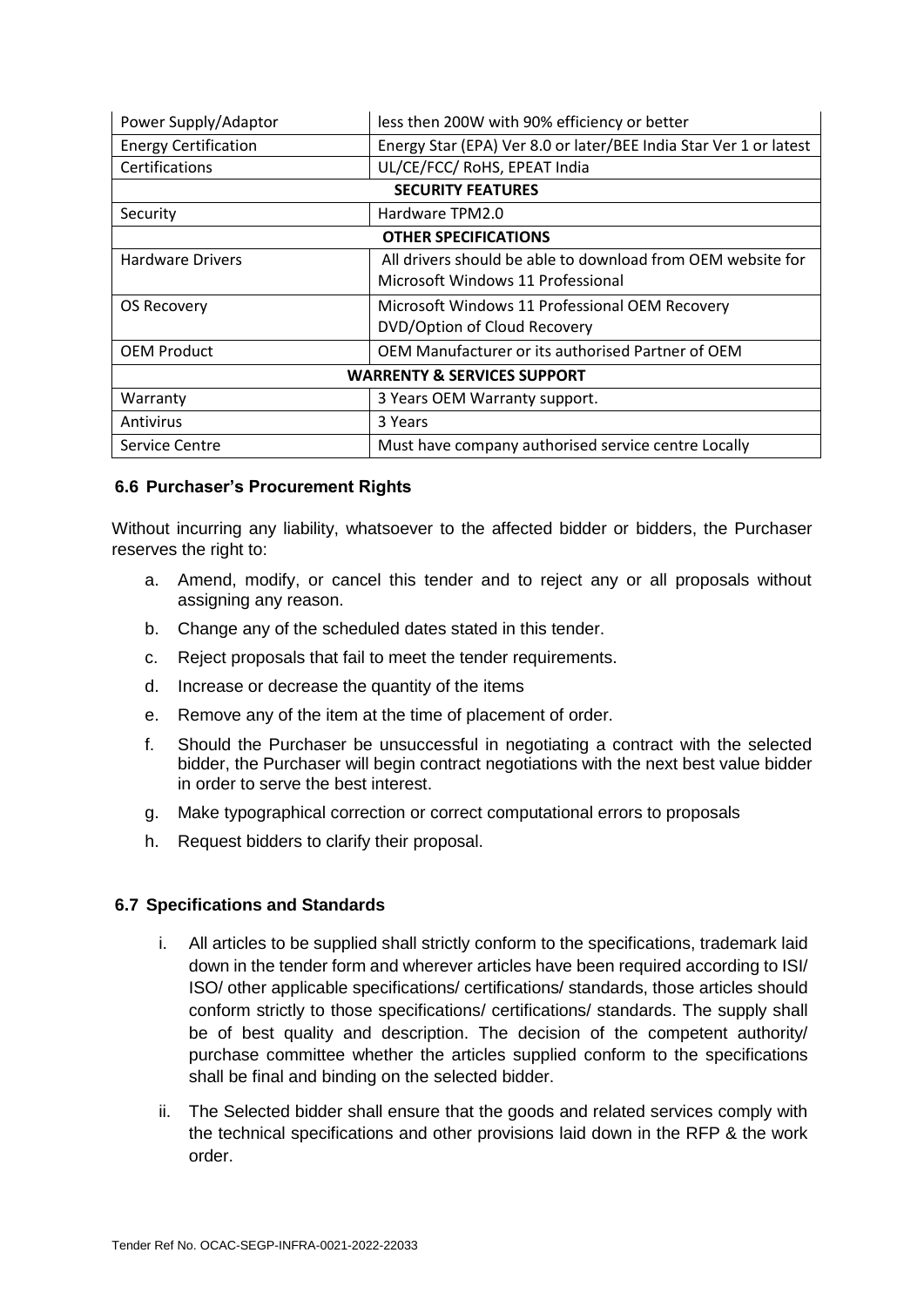| Power Supply/Adaptor | less then 200W with 90% efficiency or better |
|---|---|
| Energy Certification | Energy Star (EPA) Ver 8.0 or later/BEE India Star Ver 1 or latest |
| Certifications | UL/CE/FCC/ RoHS, EPEAT India |
| **SECURITY FEATURES** | |
| Security | Hardware TPM2.0 |
| **OTHER SPECIFICATIONS** | |
| Hardware Drivers | All drivers should be able to download from OEM website for Microsoft Windows 11 Professional |
| OS Recovery | Microsoft Windows 11 Professional OEM Recovery DVD/Option of Cloud Recovery |
| OEM Product | OEM Manufacturer or its authorised Partner of OEM |
| **WARRENTY & SERVICES SUPPORT** | |
| Warranty | 3 Years OEM Warranty support. |
| Antivirus | 3 Years |
| Service Centre | Must have company authorised service centre Locally |

### 6.6 Purchaser's Procurement Rights

Without incurring any liability, whatsoever to the affected bidder or bidders, the Purchaser reserves the right to:

a. Amend, modify, or cancel this tender and to reject any or all proposals without assigning any reason.
b. Change any of the scheduled dates stated in this tender.
c. Reject proposals that fail to meet the tender requirements.
d. Increase or decrease the quantity of the items
e. Remove any of the item at the time of placement of order.
f. Should the Purchaser be unsuccessful in negotiating a contract with the selected bidder, the Purchaser will begin contract negotiations with the next best value bidder in order to serve the best interest.
g. Make typographical correction or correct computational errors to proposals
h. Request bidders to clarify their proposal.

### 6.7 Specifications and Standards

i. All articles to be supplied shall strictly conform to the specifications, trademark laid down in the tender form and wherever articles have been required according to ISI/ ISO/ other applicable specifications/ certifications/ standards, those articles should conform strictly to those specifications/ certifications/ standards. The supply shall be of best quality and description. The decision of the competent authority/ purchase committee whether the articles supplied conform to the specifications shall be final and binding on the selected bidder.

ii. The Selected bidder shall ensure that the goods and related services comply with the technical specifications and other provisions laid down in the RFP & the work order.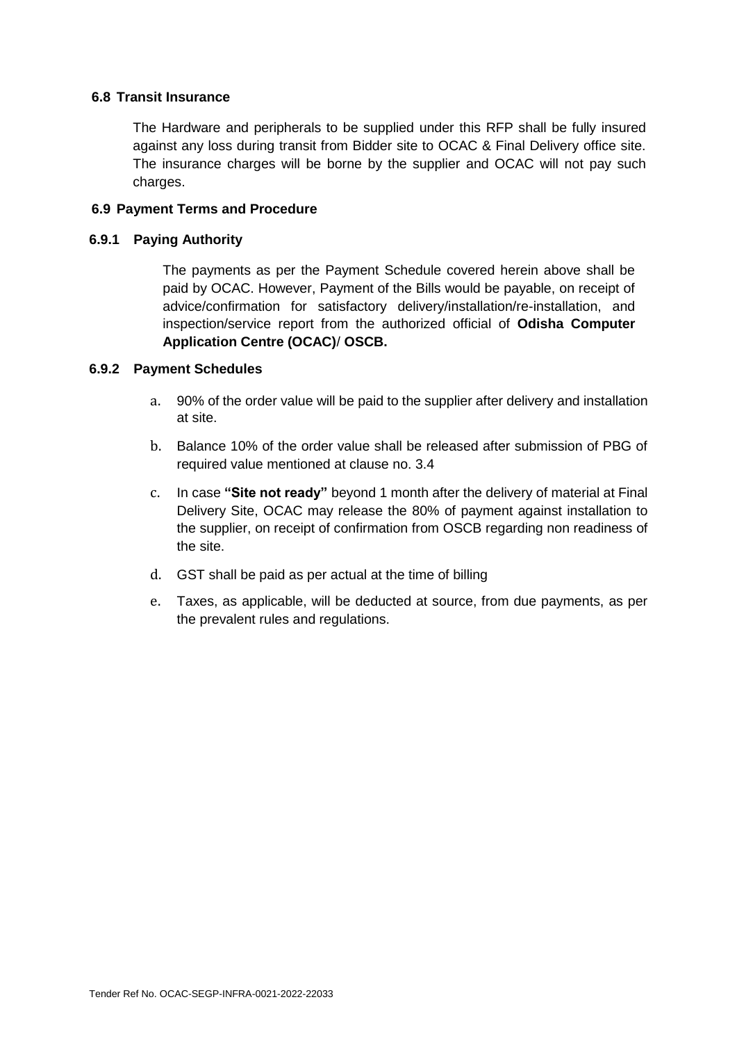### 6.8 Transit Insurance

The Hardware and peripherals to be supplied under this RFP shall be fully insured against any loss during transit from Bidder site to OCAC & Final Delivery office site. The insurance charges will be borne by the supplier and OCAC will not pay such charges.

### 6.9 Payment Terms and Procedure

#### 6.9.1 Paying Authority

The payments as per the Payment Schedule covered herein above shall be paid by OCAC. However, Payment of the Bills would be payable, on receipt of advice/confirmation for satisfactory delivery/installation/re-installation, and inspection/service report from the authorized official of **Odisha Computer Application Centre (OCAC)**/ **OSCB.**

#### 6.9.2 Payment Schedules

a. 90% of the order value will be paid to the supplier after delivery and installation at site.

b. Balance 10% of the order value shall be released after submission of PBG of required value mentioned at clause no. 3.4

c. In case **"Site not ready"** beyond 1 month after the delivery of material at Final Delivery Site, OCAC may release the 80% of payment against installation to the supplier, on receipt of confirmation from OSCB regarding non readiness of the site.

d. GST shall be paid as per actual at the time of billing

e. Taxes, as applicable, will be deducted at source, from due payments, as per the prevalent rules and regulations.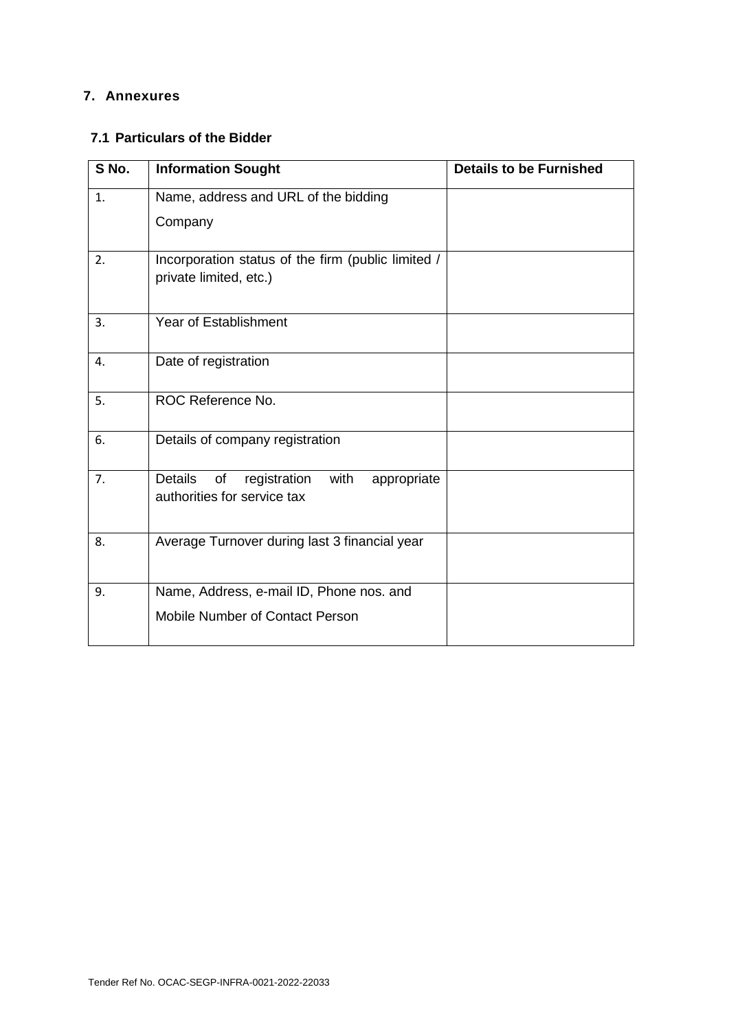## 7. Annexures

### 7.1 Particulars of the Bidder

| S No. | Information Sought | Details to be Furnished |
|---|---|---|
| 1. | Name, address and URL of the bidding Company | |
| 2. | Incorporation status of the firm (public limited / private limited, etc.) | |
| 3. | Year of Establishment | |
| 4. | Date of registration | |
| 5. | ROC Reference No. | |
| 6. | Details of company registration | |
| 7. | Details of registration with appropriate authorities for service tax | |
| 8. | Average Turnover during last 3 financial year | |
| 9. | Name, Address, e-mail ID, Phone nos. and Mobile Number of Contact Person | |

Tender Ref No. OCAC-SEGP-INFRA-0021-2022-22033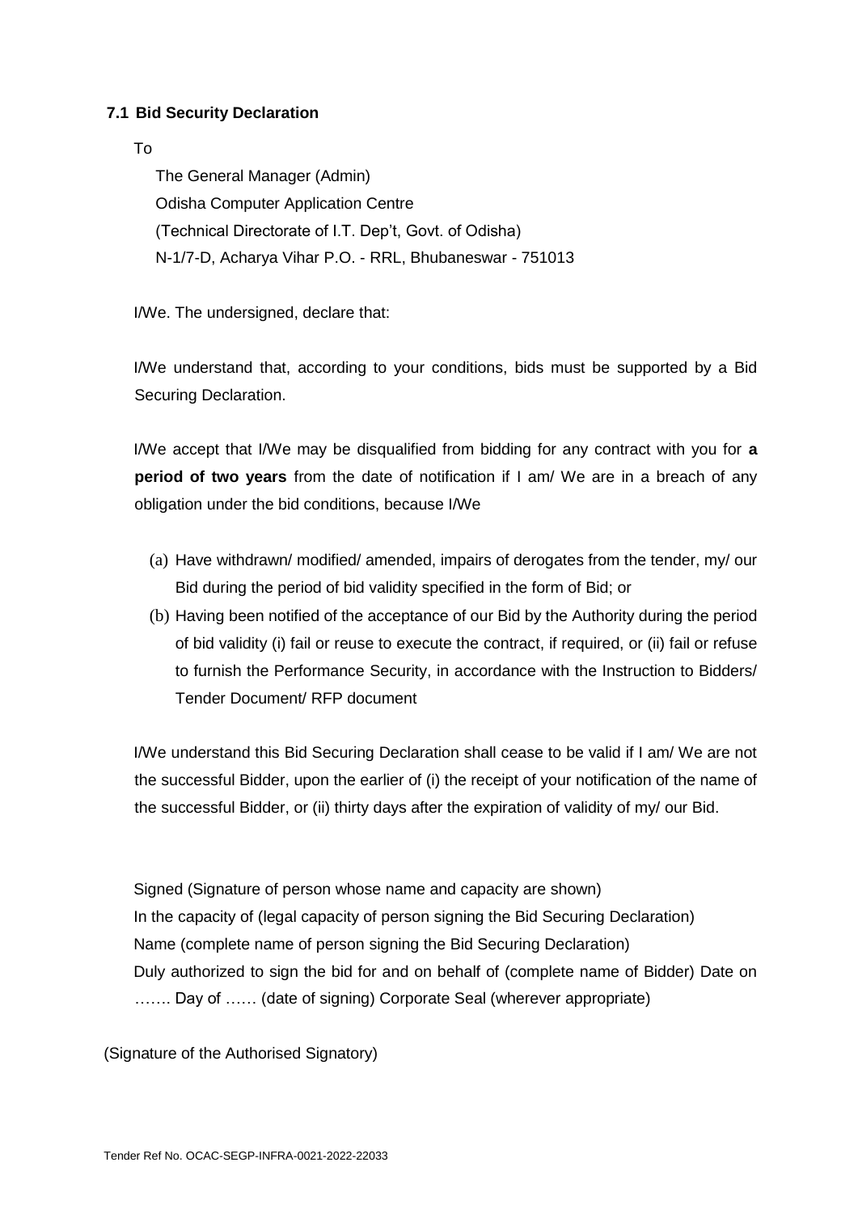### 7.1 Bid Security Declaration

To

The General Manager (Admin)
Odisha Computer Application Centre
(Technical Directorate of I.T. Dep't, Govt. of Odisha)
N-1/7-D, Acharya Vihar P.O. - RRL, Bhubaneswar - 751013

I/We. The undersigned, declare that:

I/We understand that, according to your conditions, bids must be supported by a Bid Securing Declaration.

I/We accept that I/We may be disqualified from bidding for any contract with you for **a period of two years** from the date of notification if I am/ We are in a breach of any obligation under the bid conditions, because I/We

(a) Have withdrawn/ modified/ amended, impairs of derogates from the tender, my/ our Bid during the period of bid validity specified in the form of Bid; or

(b) Having been notified of the acceptance of our Bid by the Authority during the period of bid validity (i) fail or reuse to execute the contract, if required, or (ii) fail or refuse to furnish the Performance Security, in accordance with the Instruction to Bidders/ Tender Document/ RFP document

I/We understand this Bid Securing Declaration shall cease to be valid if I am/ We are not the successful Bidder, upon the earlier of (i) the receipt of your notification of the name of the successful Bidder, or (ii) thirty days after the expiration of validity of my/ our Bid.

Signed (Signature of person whose name and capacity are shown)
In the capacity of (legal capacity of person signing the Bid Securing Declaration)
Name (complete name of person signing the Bid Securing Declaration)
Duly authorized to sign the bid for and on behalf of (complete name of Bidder) Date on ……. Day of …… (date of signing) Corporate Seal (wherever appropriate)

(Signature of the Authorised Signatory)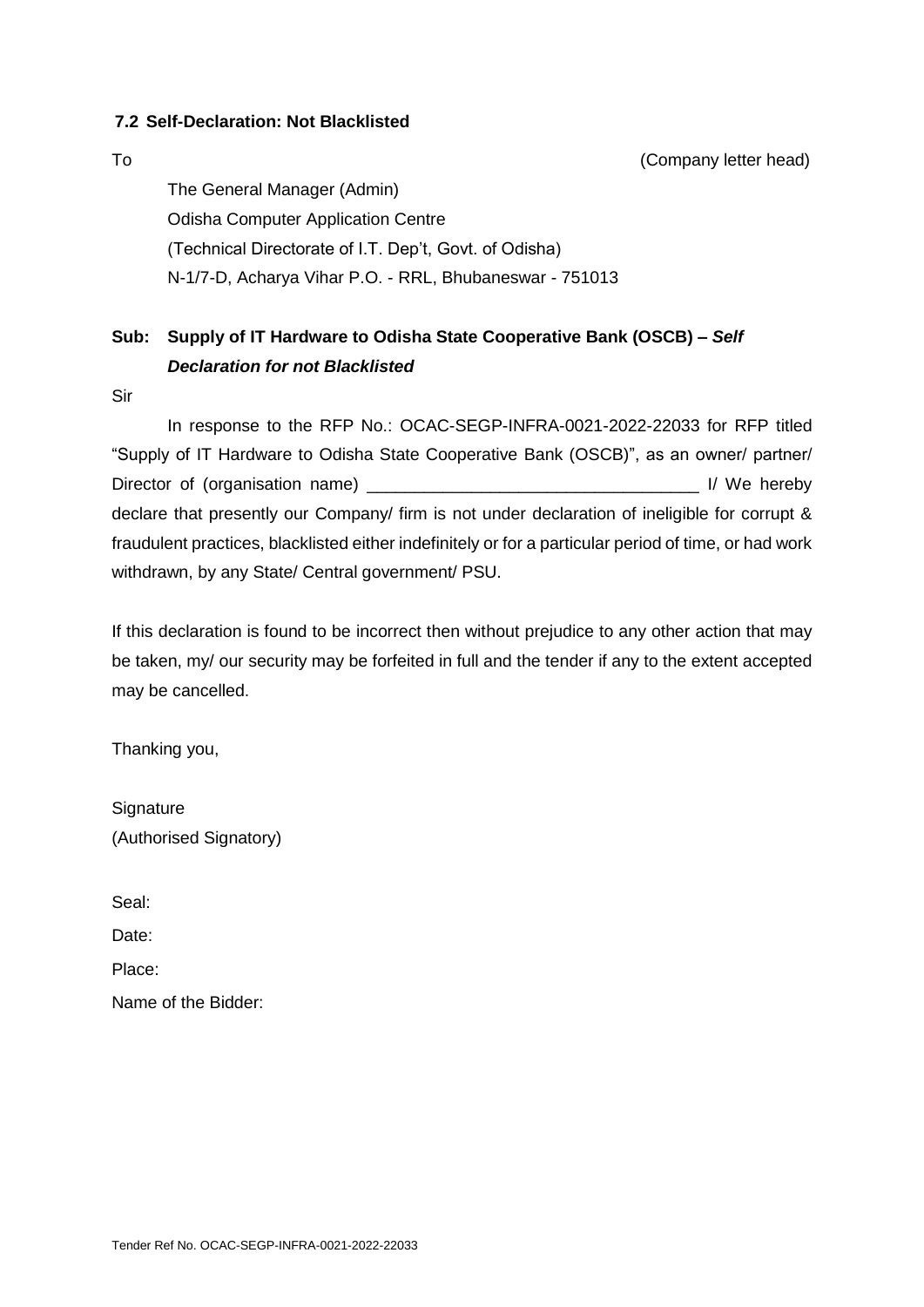### 7.2 Self-Declaration: Not Blacklisted

To (Company letter head)

The General Manager (Admin)
Odisha Computer Application Centre
(Technical Directorate of I.T. Dep't, Govt. of Odisha)
N-1/7-D, Acharya Vihar P.O. - RRL, Bhubaneswar - 751013

**Sub: Supply of IT Hardware to Odisha State Cooperative Bank (OSCB) – *Self Declaration for not Blacklisted***

Sir

In response to the RFP No.: OCAC-SEGP-INFRA-0021-2022-22033 for RFP titled "Supply of IT Hardware to Odisha State Cooperative Bank (OSCB)", as an owner/ partner/ Director of (organisation name) ___________________________________ I/ We hereby declare that presently our Company/ firm is not under declaration of ineligible for corrupt & fraudulent practices, blacklisted either indefinitely or for a particular period of time, or had work withdrawn, by any State/ Central government/ PSU.

If this declaration is found to be incorrect then without prejudice to any other action that may be taken, my/ our security may be forfeited in full and the tender if any to the extent accepted may be cancelled.

Thanking you,

Signature
(Authorised Signatory)

Seal:

Date:

Place:

Name of the Bidder: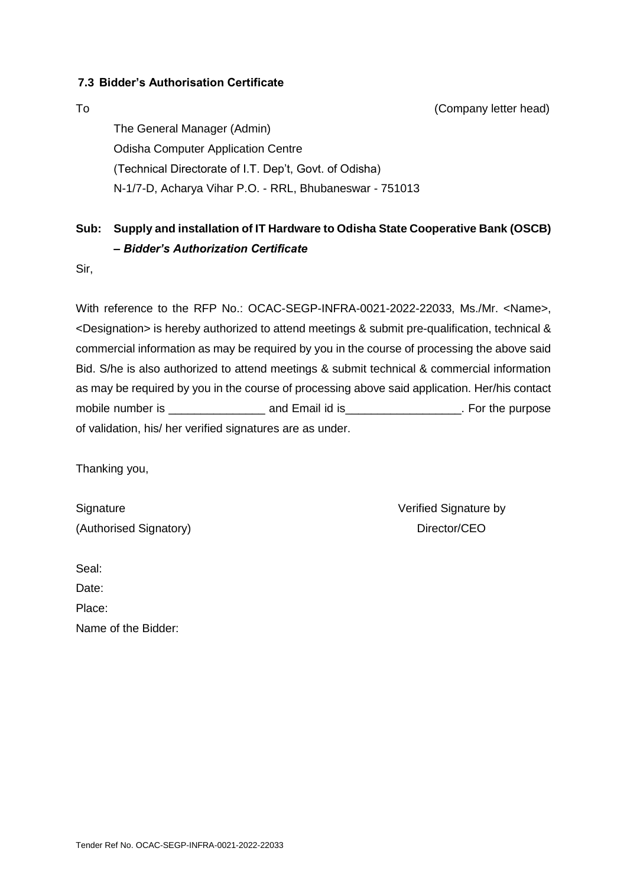### 7.3 Bidder's Authorisation Certificate

To (Company letter head)

The General Manager (Admin)
Odisha Computer Application Centre
(Technical Directorate of I.T. Dep't, Govt. of Odisha)
N-1/7-D, Acharya Vihar P.O. - RRL, Bhubaneswar - 751013

**Sub: Supply and installation of IT Hardware to Odisha State Cooperative Bank (OSCB) – *Bidder's Authorization Certificate***

Sir,

With reference to the RFP No.: OCAC-SEGP-INFRA-0021-2022-22033, Ms./Mr. <Name>, <Designation> is hereby authorized to attend meetings & submit pre-qualification, technical & commercial information as may be required by you in the course of processing the above said Bid. S/he is also authorized to attend meetings & submit technical & commercial information as may be required by you in the course of processing above said application. Her/his contact mobile number is _______________ and Email id is__________________. For the purpose of validation, his/ her verified signatures are as under.

Thanking you,

Signature (Authorised Signatory)

Verified Signature by Director/CEO

Seal:
Date:
Place:
Name of the Bidder: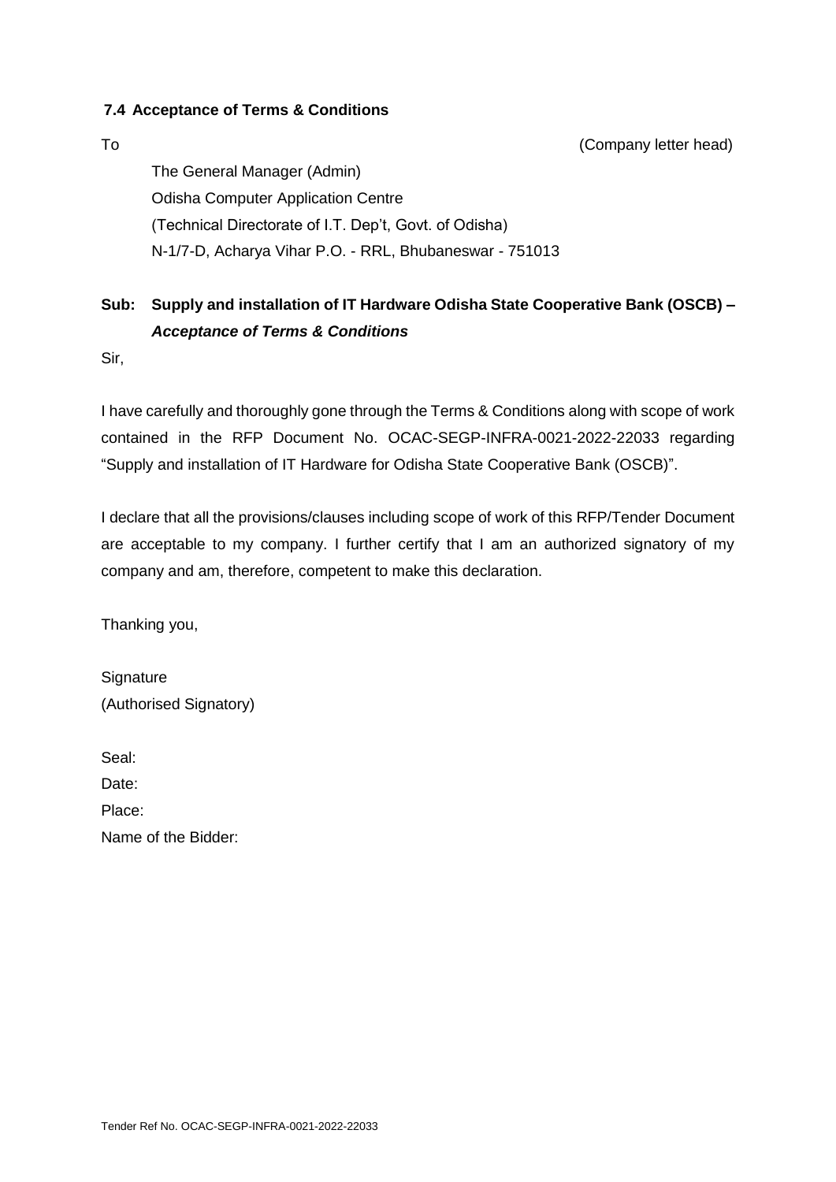### 7.4 Acceptance of Terms & Conditions

To (Company letter head)

The General Manager (Admin)
Odisha Computer Application Centre
(Technical Directorate of I.T. Dep't, Govt. of Odisha)
N-1/7-D, Acharya Vihar P.O. - RRL, Bhubaneswar - 751013

**Sub: Supply and installation of IT Hardware Odisha State Cooperative Bank (OSCB) – *Acceptance of Terms & Conditions***

Sir,

I have carefully and thoroughly gone through the Terms & Conditions along with scope of work contained in the RFP Document No. OCAC-SEGP-INFRA-0021-2022-22033 regarding "Supply and installation of IT Hardware for Odisha State Cooperative Bank (OSCB)".

I declare that all the provisions/clauses including scope of work of this RFP/Tender Document are acceptable to my company. I further certify that I am an authorized signatory of my company and am, therefore, competent to make this declaration.

Thanking you,

Signature
(Authorised Signatory)

Seal:
Date:
Place:
Name of the Bidder: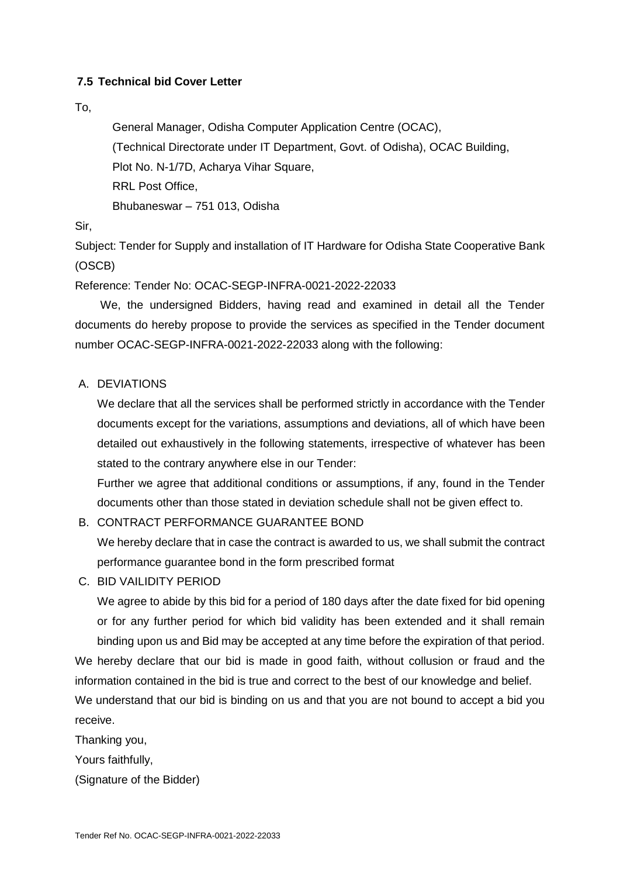### 7.5 Technical bid Cover Letter

To,

General Manager, Odisha Computer Application Centre (OCAC),
(Technical Directorate under IT Department, Govt. of Odisha), OCAC Building,
Plot No. N-1/7D, Acharya Vihar Square,
RRL Post Office,
Bhubaneswar – 751 013, Odisha

Sir,

Subject: Tender for Supply and installation of IT Hardware for Odisha State Cooperative Bank (OSCB)

Reference: Tender No: OCAC-SEGP-INFRA-0021-2022-22033

We, the undersigned Bidders, having read and examined in detail all the Tender documents do hereby propose to provide the services as specified in the Tender document number OCAC-SEGP-INFRA-0021-2022-22033 along with the following:

A. DEVIATIONS

We declare that all the services shall be performed strictly in accordance with the Tender documents except for the variations, assumptions and deviations, all of which have been detailed out exhaustively in the following statements, irrespective of whatever has been stated to the contrary anywhere else in our Tender:

Further we agree that additional conditions or assumptions, if any, found in the Tender documents other than those stated in deviation schedule shall not be given effect to.

B. CONTRACT PERFORMANCE GUARANTEE BOND

We hereby declare that in case the contract is awarded to us, we shall submit the contract performance guarantee bond in the form prescribed format

C. BID VAILIDITY PERIOD

We agree to abide by this bid for a period of 180 days after the date fixed for bid opening or for any further period for which bid validity has been extended and it shall remain binding upon us and Bid may be accepted at any time before the expiration of that period.

We hereby declare that our bid is made in good faith, without collusion or fraud and the information contained in the bid is true and correct to the best of our knowledge and belief.

We understand that our bid is binding on us and that you are not bound to accept a bid you receive.

Thanking you,

Yours faithfully,

(Signature of the Bidder)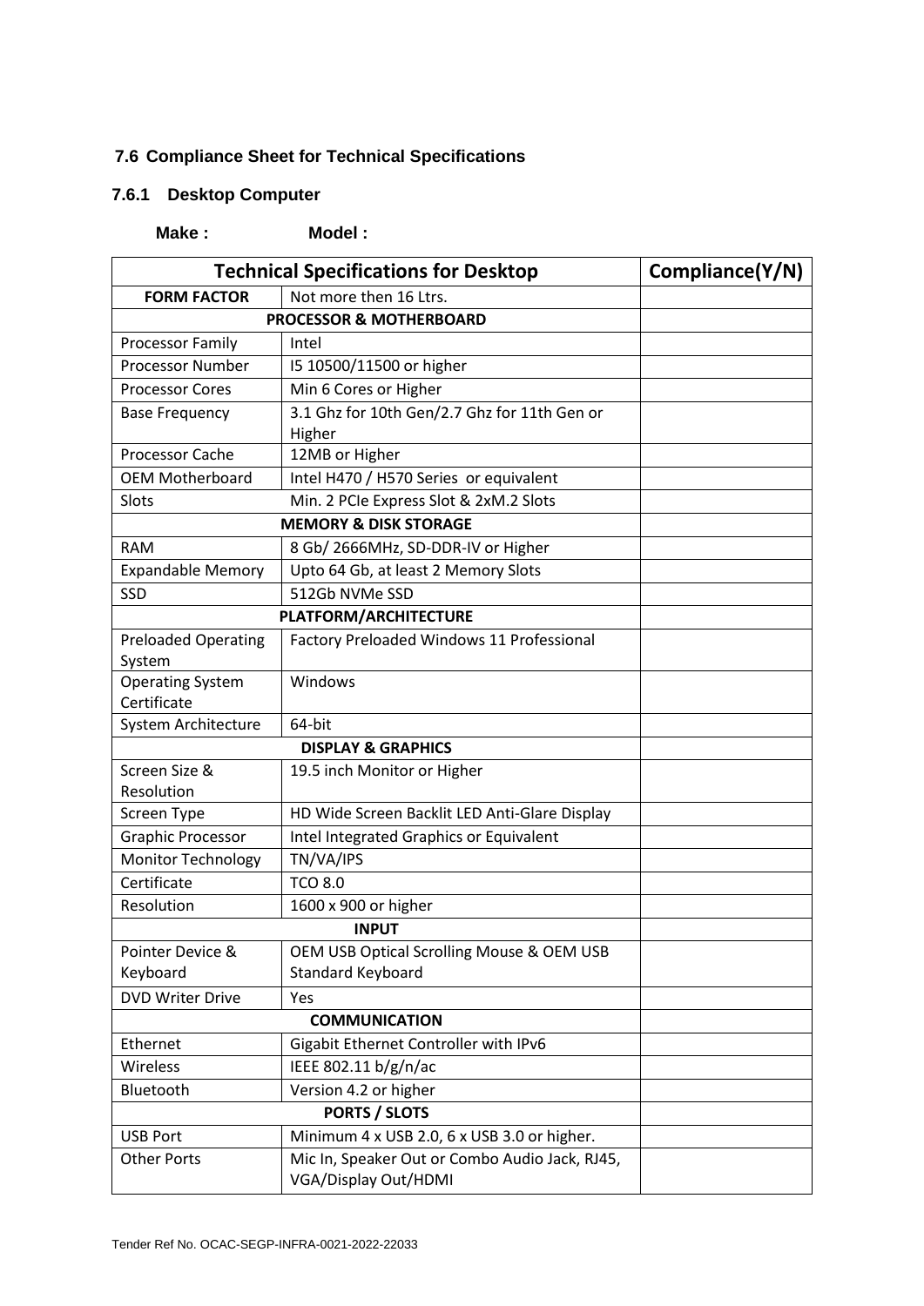## 7.6 Compliance Sheet for Technical Specifications

### 7.6.1 Desktop Computer

**Make :** **Model :**

| Technical Specifications for Desktop | | Compliance(Y/N) |
|---|---|---|
| **FORM FACTOR** | Not more then 16 Ltrs. | |
| **PROCESSOR & MOTHERBOARD** | | |
| Processor Family | Intel | |
| Processor Number | I5 10500/11500 or higher | |
| Processor Cores | Min 6 Cores or Higher | |
| Base Frequency | 3.1 Ghz for 10th Gen/2.7 Ghz for 11th Gen or Higher | |
| Processor Cache | 12MB or Higher | |
| OEM Motherboard | Intel H470 / H570 Series or equivalent | |
| Slots | Min. 2 PCIe Express Slot & 2xM.2 Slots | |
| **MEMORY & DISK STORAGE** | | |
| RAM | 8 Gb/ 2666MHz, SD-DDR-IV or Higher | |
| Expandable Memory | Upto 64 Gb, at least 2 Memory Slots | |
| SSD | 512Gb NVMe SSD | |
| **PLATFORM/ARCHITECTURE** | | |
| Preloaded Operating System | Factory Preloaded Windows 11 Professional | |
| Operating System Certificate | Windows | |
| System Architecture | 64-bit | |
| **DISPLAY & GRAPHICS** | | |
| Screen Size & Resolution | 19.5 inch Monitor or Higher | |
| Screen Type | HD Wide Screen Backlit LED Anti-Glare Display | |
| Graphic Processor | Intel Integrated Graphics or Equivalent | |
| Monitor Technology | TN/VA/IPS | |
| Certificate | TCO 8.0 | |
| Resolution | 1600 x 900 or higher | |
| **INPUT** | | |
| Pointer Device & Keyboard | OEM USB Optical Scrolling Mouse & OEM USB Standard Keyboard | |
| DVD Writer Drive | Yes | |
| **COMMUNICATION** | | |
| Ethernet | Gigabit Ethernet Controller with IPv6 | |
| Wireless | IEEE 802.11 b/g/n/ac | |
| Bluetooth | Version 4.2 or higher | |
| **PORTS / SLOTS** | | |
| USB Port | Minimum 4 x USB 2.0, 6 x USB 3.0 or higher. | |
| Other Ports | Mic In, Speaker Out or Combo Audio Jack, RJ45, VGA/Display Out/HDMI | |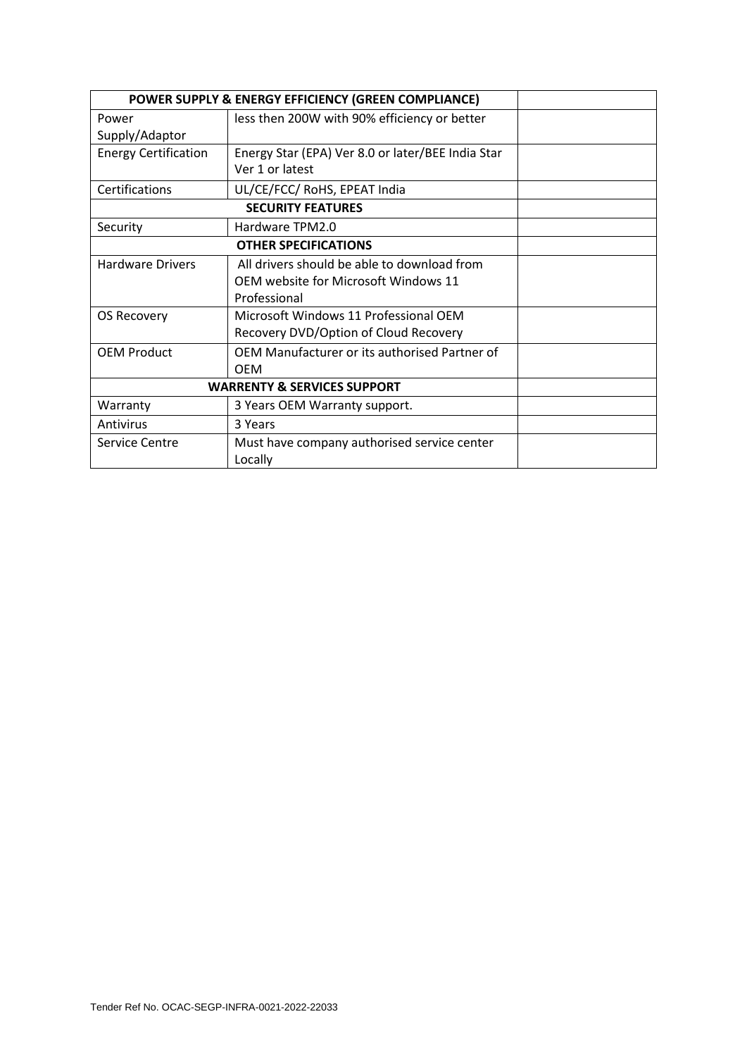| POWER SUPPLY & ENERGY EFFICIENCY (GREEN COMPLIANCE) | | |
|---|---|---|
| Power Supply/Adaptor | less then 200W with 90% efficiency or better | |
| Energy Certification | Energy Star (EPA) Ver 8.0 or later/BEE India Star Ver 1 or latest | |
| Certifications | UL/CE/FCC/ RoHS, EPEAT India | |
| **SECURITY FEATURES** | | |
| Security | Hardware TPM2.0 | |
| **OTHER SPECIFICATIONS** | | |
| Hardware Drivers | All drivers should be able to download from OEM website for Microsoft Windows 11 Professional | |
| OS Recovery | Microsoft Windows 11 Professional OEM Recovery DVD/Option of Cloud Recovery | |
| OEM Product | OEM Manufacturer or its authorised Partner of OEM | |
| **WARRENTY & SERVICES SUPPORT** | | |
| Warranty | 3 Years OEM Warranty support. | |
| Antivirus | 3 Years | |
| Service Centre | Must have company authorised service center Locally | |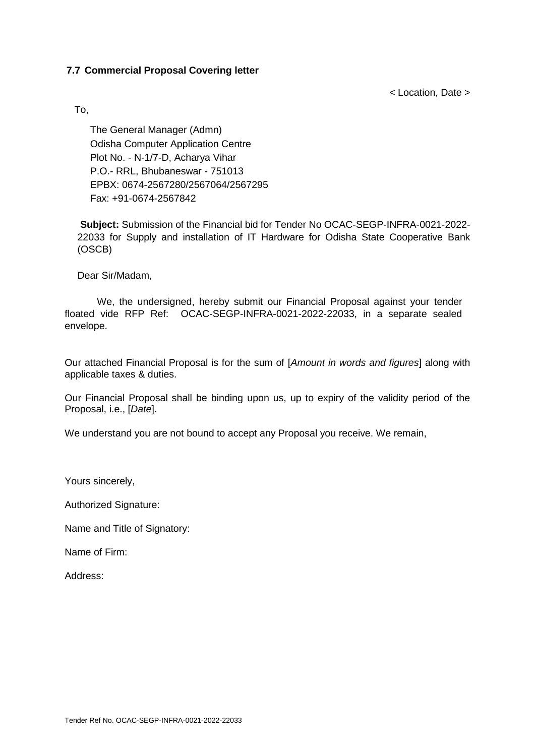## 7.7 Commercial Proposal Covering letter

< Location, Date >

To,

The General Manager (Admn)
Odisha Computer Application Centre
Plot No. - N-1/7-D, Acharya Vihar
P.O.- RRL, Bhubaneswar - 751013
EPBX: 0674-2567280/2567064/2567295
Fax: +91-0674-2567842

**Subject:** Submission of the Financial bid for Tender No OCAC-SEGP-INFRA-0021-2022-22033 for Supply and installation of IT Hardware for Odisha State Cooperative Bank (OSCB)

Dear Sir/Madam,

We, the undersigned, hereby submit our Financial Proposal against your tender floated vide RFP Ref: OCAC-SEGP-INFRA-0021-2022-22033, in a separate sealed envelope.

Our attached Financial Proposal is for the sum of [*Amount in words and figures*] along with applicable taxes & duties.

Our Financial Proposal shall be binding upon us, up to expiry of the validity period of the Proposal, i.e., [*Date*].

We understand you are not bound to accept any Proposal you receive. We remain,

Yours sincerely,

Authorized Signature:

Name and Title of Signatory:

Name of Firm:

Address: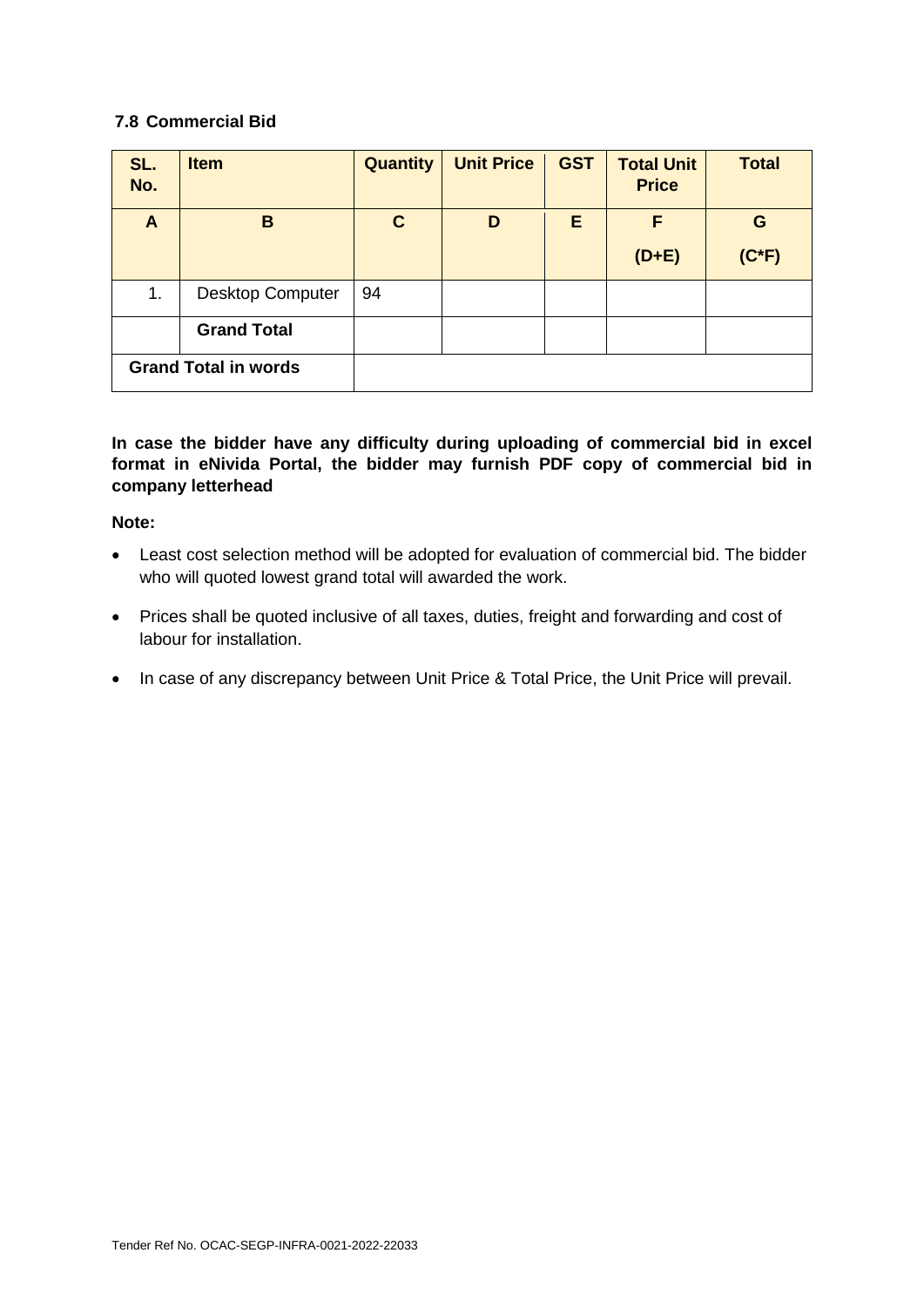### 7.8 Commercial Bid

| SL. No. | Item | Quantity | Unit Price | GST | Total Unit Price | Total |
|---|---|---|---|---|---|---|
| **A** | **B** | **C** | **D** | **E** | **F**<br>**(D+E)** | **G**<br>**(C*F)** |
| 1. | Desktop Computer | 94 | | | | |
| | **Grand Total** | | | | | |
| **Grand Total in words** | | | | | | |

**In case the bidder have any difficulty during uploading of commercial bid in excel format in eNivida Portal, the bidder may furnish PDF copy of commercial bid in company letterhead**

**Note:**

- Least cost selection method will be adopted for evaluation of commercial bid. The bidder who will quoted lowest grand total will awarded the work.
- Prices shall be quoted inclusive of all taxes, duties, freight and forwarding and cost of labour for installation.
- In case of any discrepancy between Unit Price & Total Price, the Unit Price will prevail.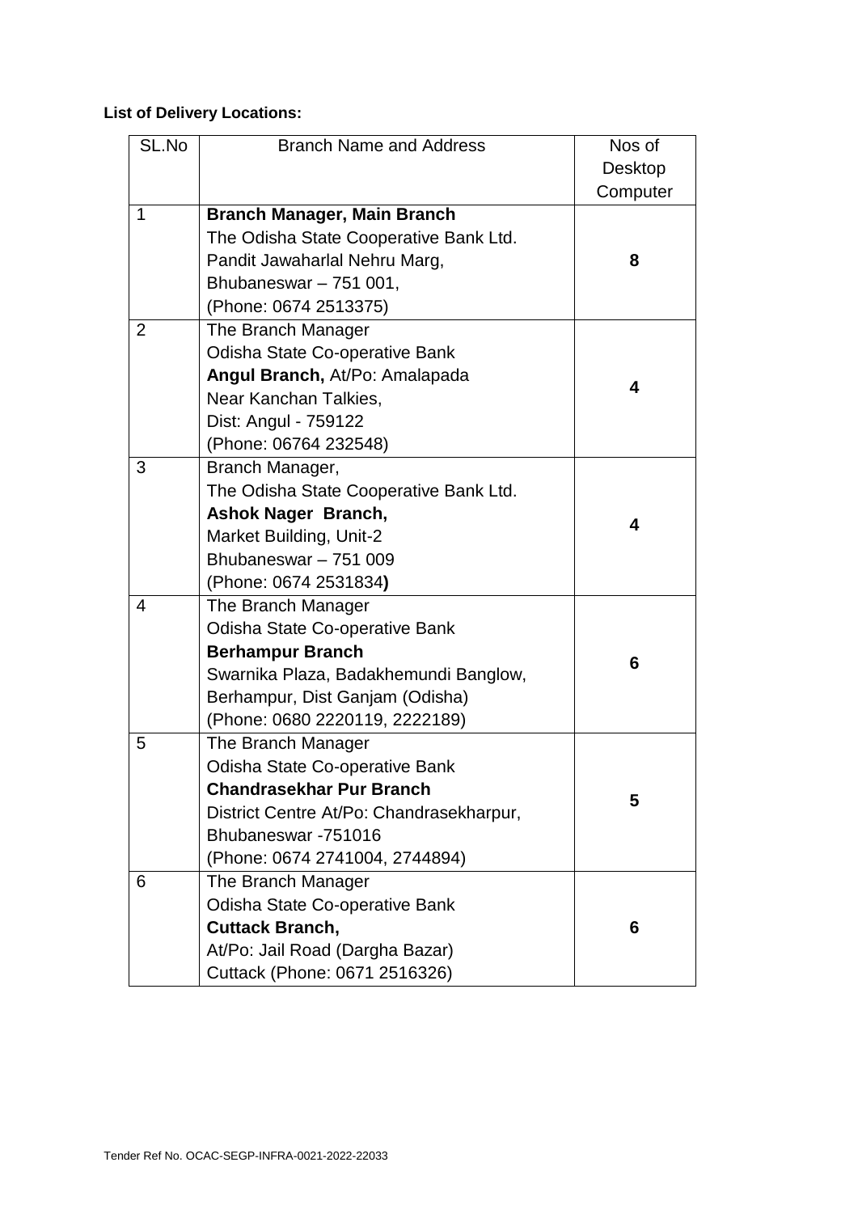**List of Delivery Locations:**

| SL.No | Branch Name and Address | Nos of Desktop Computer |
|---|---|---|
| 1 | **Branch Manager, Main Branch**<br>The Odisha State Cooperative Bank Ltd.<br>Pandit Jawaharlal Nehru Marg,<br>Bhubaneswar – 751 001,<br>(Phone: 0674 2513375) | **8** |
| 2 | The Branch Manager<br>Odisha State Co-operative Bank<br>**Angul Branch,** At/Po: Amalapada<br>Near Kanchan Talkies,<br>Dist: Angul - 759122<br>(Phone: 06764 232548) | **4** |
| 3 | Branch Manager,<br>The Odisha State Cooperative Bank Ltd.<br>**Ashok Nager Branch,**<br>Market Building, Unit-2<br>Bhubaneswar – 751 009<br>(Phone: 0674 2531834**)** | **4** |
| 4 | The Branch Manager<br>Odisha State Co-operative Bank<br>**Berhampur Branch**<br>Swarnika Plaza, Badakhemundi Banglow,<br>Berhampur, Dist Ganjam (Odisha)<br>(Phone: 0680 2220119, 2222189) | **6** |
| 5 | The Branch Manager<br>Odisha State Co-operative Bank<br>**Chandrasekhar Pur Branch**<br>District Centre At/Po: Chandrasekharpur,<br>Bhubaneswar -751016<br>(Phone: 0674 2741004, 2744894) | **5** |
| 6 | The Branch Manager<br>Odisha State Co-operative Bank<br>**Cuttack Branch,**<br>At/Po: Jail Road (Dargha Bazar)<br>Cuttack (Phone: 0671 2516326) | **6** |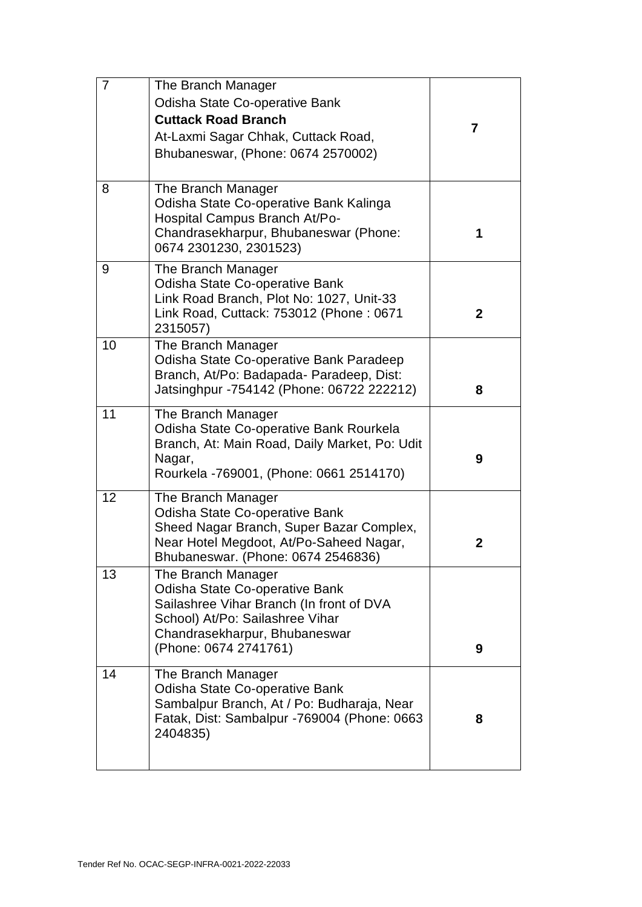| 7 | The Branch Manager<br>Odisha State Co-operative Bank<br>**Cuttack Road Branch**<br>At-Laxmi Sagar Chhak, Cuttack Road,<br>Bhubaneswar, (Phone: 0674 2570002) | **7** |
|---|---|---|
| 8 | The Branch Manager<br>Odisha State Co-operative Bank Kalinga Hospital Campus Branch At/Po-Chandrasekharpur, Bhubaneswar (Phone: 0674 2301230, 2301523) | **1** |
| 9 | The Branch Manager<br>Odisha State Co-operative Bank<br>Link Road Branch, Plot No: 1027, Unit-33 Link Road, Cuttack: 753012 (Phone : 0671 2315057) | **2** |
| 10 | The Branch Manager<br>Odisha State Co-operative Bank Paradeep Branch, At/Po: Badapada- Paradeep, Dist: Jatsinghpur -754142 (Phone: 06722 222212) | **8** |
| 11 | The Branch Manager<br>Odisha State Co-operative Bank Rourkela Branch, At: Main Road, Daily Market, Po: Udit Nagar,<br>Rourkela -769001, (Phone: 0661 2514170) | **9** |
| 12 | The Branch Manager<br>Odisha State Co-operative Bank<br>Sheed Nagar Branch, Super Bazar Complex, Near Hotel Megdoot, At/Po-Saheed Nagar, Bhubaneswar. (Phone: 0674 2546836) | **2** |
| 13 | The Branch Manager<br>Odisha State Co-operative Bank<br>Sailashree Vihar Branch (In front of DVA School) At/Po: Sailashree Vihar Chandrasekharpur, Bhubaneswar<br>(Phone: 0674 2741761) | **9** |
| 14 | The Branch Manager<br>Odisha State Co-operative Bank<br>Sambalpur Branch, At / Po: Budharaja, Near Fatak, Dist: Sambalpur -769004 (Phone: 0663 2404835) | **8** |

Tender Ref No. OCAC-SEGP-INFRA-0021-2022-22033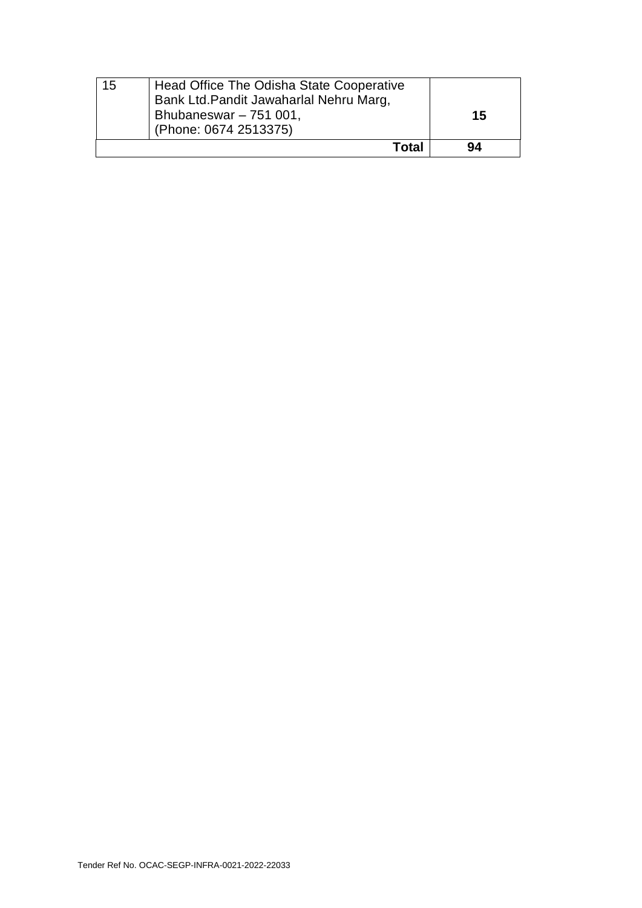| | | |
|---|---|---|
| 15 | Head Office The Odisha State Cooperative Bank Ltd.Pandit Jawaharlal Nehru Marg, Bhubaneswar – 751 001, (Phone: 0674 2513375) | **15** |
| | **Total** | **94** |